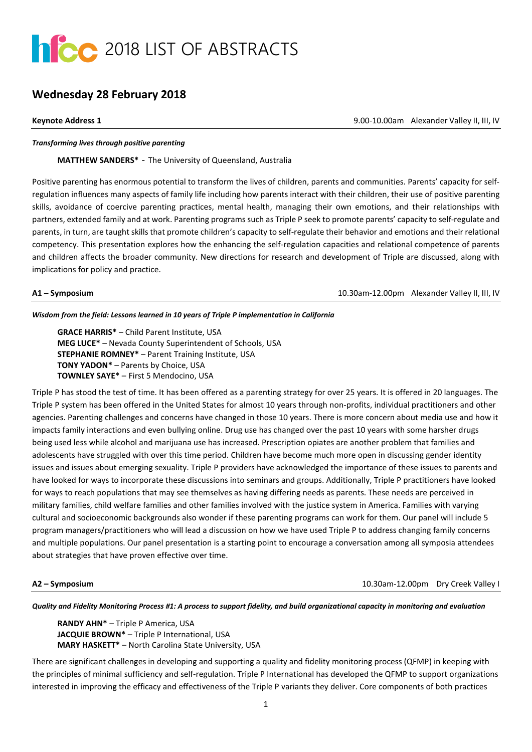# hfcc 2018 LIST OF ABSTRACTS

## Wednesday 28 February 2018

**Keynote Address 1** 9.00-10.00am Alexander Valley II, III, IV

***Transforming lives through positive parenting***

**MATTHEW SANDERS*** - The University of Queensland, Australia

Positive parenting has enormous potential to transform the lives of children, parents and communities. Parents' capacity for self-regulation influences many aspects of family life including how parents interact with their children, their use of positive parenting skills, avoidance of coercive parenting practices, mental health, managing their own emotions, and their relationships with partners, extended family and at work. Parenting programs such as Triple P seek to promote parents' capacity to self-regulate and parents, in turn, are taught skills that promote children's capacity to self-regulate their behavior and emotions and their relational competency. This presentation explores how the enhancing the self-regulation capacities and relational competence of parents and children affects the broader community. New directions for research and development of Triple are discussed, along with implications for policy and practice.

**A1 – Symposium** 10.30am-12.00pm Alexander Valley II, III, IV

***Wisdom from the field: Lessons learned in 10 years of Triple P implementation in California***

**GRACE HARRIS*** – Child Parent Institute, USA
**MEG LUCE*** – Nevada County Superintendent of Schools, USA
**STEPHANIE ROMNEY*** – Parent Training Institute, USA
**TONY YADON*** – Parents by Choice, USA
**TOWNLEY SAYE*** – First 5 Mendocino, USA

Triple P has stood the test of time. It has been offered as a parenting strategy for over 25 years. It is offered in 20 languages. The Triple P system has been offered in the United States for almost 10 years through non-profits, individual practitioners and other agencies. Parenting challenges and concerns have changed in those 10 years. There is more concern about media use and how it impacts family interactions and even bullying online. Drug use has changed over the past 10 years with some harsher drugs being used less while alcohol and marijuana use has increased. Prescription opiates are another problem that families and adolescents have struggled with over this time period. Children have become much more open in discussing gender identity issues and issues about emerging sexuality. Triple P providers have acknowledged the importance of these issues to parents and have looked for ways to incorporate these discussions into seminars and groups. Additionally, Triple P practitioners have looked for ways to reach populations that may see themselves as having differing needs as parents. These needs are perceived in military families, child welfare families and other families involved with the justice system in America. Families with varying cultural and socioeconomic backgrounds also wonder if these parenting programs can work for them. Our panel will include 5 program managers/practitioners who will lead a discussion on how we have used Triple P to address changing family concerns and multiple populations. Our panel presentation is a starting point to encourage a conversation among all symposia attendees about strategies that have proven effective over time.

**A2 – Symposium** 10.30am-12.00pm Dry Creek Valley I

***Quality and Fidelity Monitoring Process #1: A process to support fidelity, and build organizational capacity in monitoring and evaluation***

**RANDY AHN*** – Triple P America, USA
**JACQUIE BROWN*** – Triple P International, USA
**MARY HASKETT*** – North Carolina State University, USA

There are significant challenges in developing and supporting a quality and fidelity monitoring process (QFMP) in keeping with the principles of minimal sufficiency and self-regulation. Triple P International has developed the QFMP to support organizations interested in improving the efficacy and effectiveness of the Triple P variants they deliver. Core components of both practices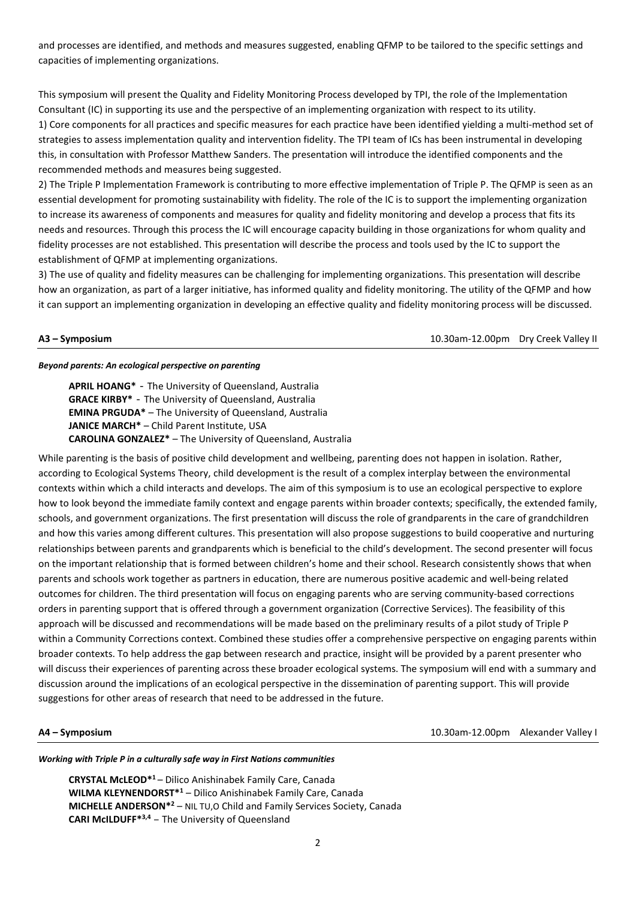and processes are identified, and methods and measures suggested, enabling QFMP to be tailored to the specific settings and capacities of implementing organizations.

This symposium will present the Quality and Fidelity Monitoring Process developed by TPI, the role of the Implementation Consultant (IC) in supporting its use and the perspective of an implementing organization with respect to its utility.
1) Core components for all practices and specific measures for each practice have been identified yielding a multi-method set of strategies to assess implementation quality and intervention fidelity. The TPI team of ICs has been instrumental in developing this, in consultation with Professor Matthew Sanders. The presentation will introduce the identified components and the recommended methods and measures being suggested.
2) The Triple P Implementation Framework is contributing to more effective implementation of Triple P. The QFMP is seen as an essential development for promoting sustainability with fidelity. The role of the IC is to support the implementing organization to increase its awareness of components and measures for quality and fidelity monitoring and develop a process that fits its needs and resources. Through this process the IC will encourage capacity building in those organizations for whom quality and fidelity processes are not established. This presentation will describe the process and tools used by the IC to support the establishment of QFMP at implementing organizations.
3) The use of quality and fidelity measures can be challenging for implementing organizations. This presentation will describe how an organization, as part of a larger initiative, has informed quality and fidelity monitoring. The utility of the QFMP and how it can support an implementing organization in developing an effective quality and fidelity monitoring process will be discussed.

**A3 – Symposium** 10.30am-12.00pm Dry Creek Valley II

***Beyond parents: An ecological perspective on parenting***

**APRIL HOANG*** - The University of Queensland, Australia
**GRACE KIRBY*** - The University of Queensland, Australia
**EMINA PRGUDA*** – The University of Queensland, Australia
**JANICE MARCH*** – Child Parent Institute, USA
**CAROLINA GONZALEZ*** – The University of Queensland, Australia

While parenting is the basis of positive child development and wellbeing, parenting does not happen in isolation. Rather, according to Ecological Systems Theory, child development is the result of a complex interplay between the environmental contexts within which a child interacts and develops. The aim of this symposium is to use an ecological perspective to explore how to look beyond the immediate family context and engage parents within broader contexts; specifically, the extended family, schools, and government organizations. The first presentation will discuss the role of grandparents in the care of grandchildren and how this varies among different cultures. This presentation will also propose suggestions to build cooperative and nurturing relationships between parents and grandparents which is beneficial to the child's development. The second presenter will focus on the important relationship that is formed between children's home and their school. Research consistently shows that when parents and schools work together as partners in education, there are numerous positive academic and well-being related outcomes for children. The third presentation will focus on engaging parents who are serving community-based corrections orders in parenting support that is offered through a government organization (Corrective Services). The feasibility of this approach will be discussed and recommendations will be made based on the preliminary results of a pilot study of Triple P within a Community Corrections context. Combined these studies offer a comprehensive perspective on engaging parents within broader contexts. To help address the gap between research and practice, insight will be provided by a parent presenter who will discuss their experiences of parenting across these broader ecological systems. The symposium will end with a summary and discussion around the implications of an ecological perspective in the dissemination of parenting support. This will provide suggestions for other areas of research that need to be addressed in the future.

**A4 – Symposium** 10.30am-12.00pm Alexander Valley I

***Working with Triple P in a culturally safe way in First Nations communities***

**CRYSTAL McLEOD***[1] – Dilico Anishinabek Family Care, Canada
**WILMA KLEYNENDORST***[1] – Dilico Anishinabek Family Care, Canada
**MICHELLE ANDERSON***[2] – NIL TU,O Child and Family Services Society, Canada
**CARI McILDUFF***[3,4] – The University of Queensland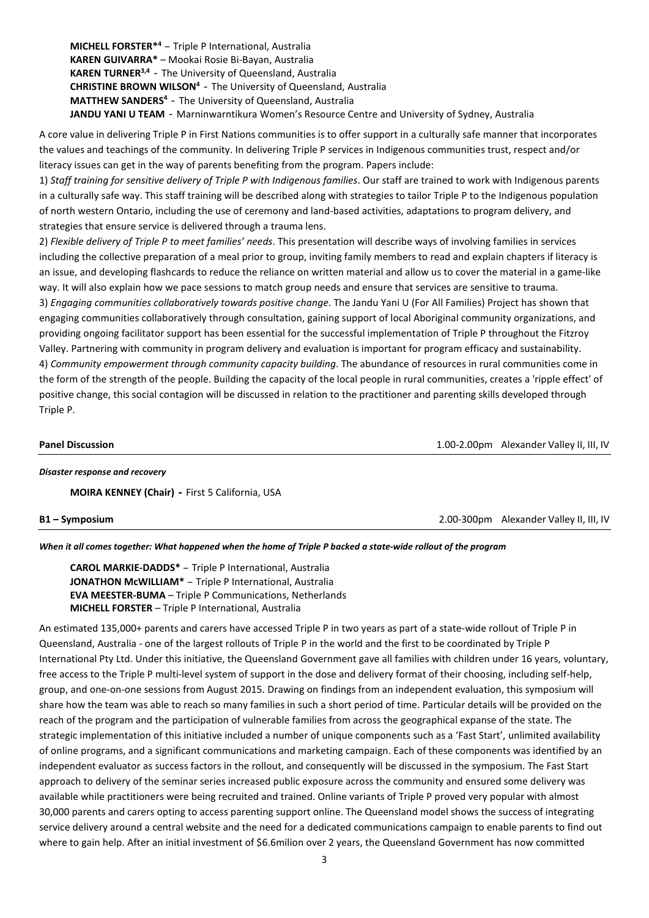**MICHELL FORSTER*[4]** – Triple P International, Australia
**KAREN GUIVARRA*** – Mookai Rosie Bi-Bayan, Australia
**KAREN TURNER[3,4]** - The University of Queensland, Australia
**CHRISTINE BROWN WILSON[4]** - The University of Queensland, Australia
**MATTHEW SANDERS[4]** - The University of Queensland, Australia
**JANDU YANI U TEAM** - Marninwarntikura Women's Resource Centre and University of Sydney, Australia

A core value in delivering Triple P in First Nations communities is to offer support in a culturally safe manner that incorporates the values and teachings of the community. In delivering Triple P services in Indigenous communities trust, respect and/or literacy issues can get in the way of parents benefiting from the program. Papers include:

1) *Staff training for sensitive delivery of Triple P with Indigenous families*. Our staff are trained to work with Indigenous parents in a culturally safe way. This staff training will be described along with strategies to tailor Triple P to the Indigenous population of north western Ontario, including the use of ceremony and land-based activities, adaptations to program delivery, and strategies that ensure service is delivered through a trauma lens.

2) *Flexible delivery of Triple P to meet families' needs*. This presentation will describe ways of involving families in services including the collective preparation of a meal prior to group, inviting family members to read and explain chapters if literacy is an issue, and developing flashcards to reduce the reliance on written material and allow us to cover the material in a game-like way. It will also explain how we pace sessions to match group needs and ensure that services are sensitive to trauma.

3) *Engaging communities collaboratively towards positive change*. The Jandu Yani U (For All Families) Project has shown that engaging communities collaboratively through consultation, gaining support of local Aboriginal community organizations, and providing ongoing facilitator support has been essential for the successful implementation of Triple P throughout the Fitzroy Valley. Partnering with community in program delivery and evaluation is important for program efficacy and sustainability.

4) *Community empowerment through community capacity building*. The abundance of resources in rural communities come in the form of the strength of the people. Building the capacity of the local people in rural communities, creates a 'ripple effect' of positive change, this social contagion will be discussed in relation to the practitioner and parenting skills developed through Triple P.

**Panel Discussion** 1.00-2.00pm Alexander Valley II, III, IV

***Disaster response and recovery***

**MOIRA KENNEY (Chair) -** First 5 California, USA

**B1 – Symposium** 2.00-300pm Alexander Valley II, III, IV

***When it all comes together: What happened when the home of Triple P backed a state-wide rollout of the program***

**CAROL MARKIE-DADDS*** – Triple P International, Australia
**JONATHON McWILLIAM*** – Triple P International, Australia
**EVA MEESTER-BUMA** – Triple P Communications, Netherlands
**MICHELL FORSTER** – Triple P International, Australia

An estimated 135,000+ parents and carers have accessed Triple P in two years as part of a state-wide rollout of Triple P in Queensland, Australia - one of the largest rollouts of Triple P in the world and the first to be coordinated by Triple P International Pty Ltd. Under this initiative, the Queensland Government gave all families with children under 16 years, voluntary, free access to the Triple P multi-level system of support in the dose and delivery format of their choosing, including self-help, group, and one-on-one sessions from August 2015. Drawing on findings from an independent evaluation, this symposium will share how the team was able to reach so many families in such a short period of time. Particular details will be provided on the reach of the program and the participation of vulnerable families from across the geographical expanse of the state. The strategic implementation of this initiative included a number of unique components such as a 'Fast Start', unlimited availability of online programs, and a significant communications and marketing campaign. Each of these components was identified by an independent evaluator as success factors in the rollout, and consequently will be discussed in the symposium. The Fast Start approach to delivery of the seminar series increased public exposure across the community and ensured some delivery was available while practitioners were being recruited and trained. Online variants of Triple P proved very popular with almost 30,000 parents and carers opting to access parenting support online. The Queensland model shows the success of integrating service delivery around a central website and the need for a dedicated communications campaign to enable parents to find out where to gain help. After an initial investment of $6.6milion over 2 years, the Queensland Government has now committed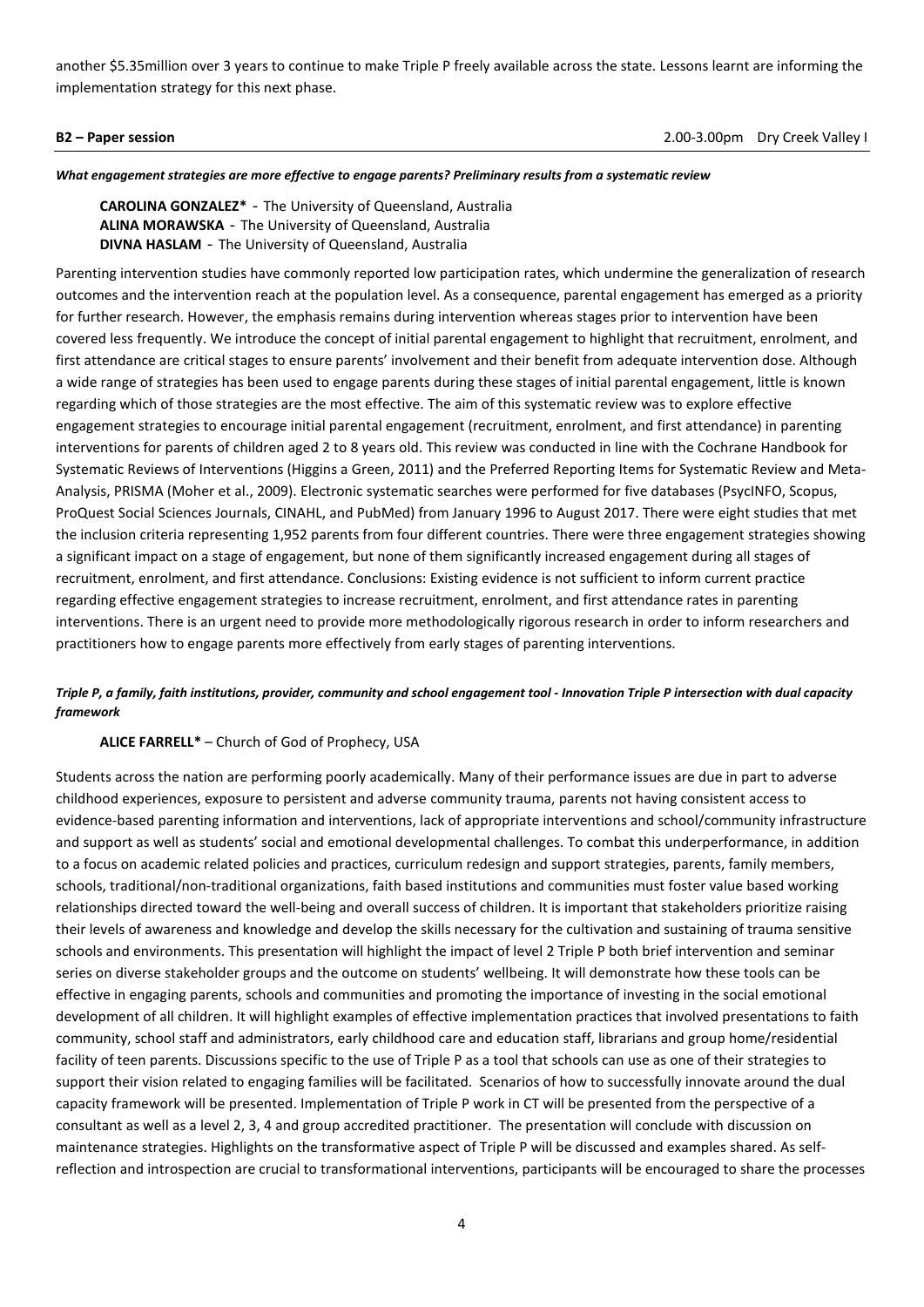another $5.35million over 3 years to continue to make Triple P freely available across the state. Lessons learnt are informing the implementation strategy for this next phase.

**B2 – Paper session** 2.00-3.00pm Dry Creek Valley I

***What engagement strategies are more effective to engage parents? Preliminary results from a systematic review***

**CAROLINA GONZALEZ*** - The University of Queensland, Australia
**ALINA MORAWSKA** - The University of Queensland, Australia
**DIVNA HASLAM** - The University of Queensland, Australia

Parenting intervention studies have commonly reported low participation rates, which undermine the generalization of research outcomes and the intervention reach at the population level. As a consequence, parental engagement has emerged as a priority for further research. However, the emphasis remains during intervention whereas stages prior to intervention have been covered less frequently. We introduce the concept of initial parental engagement to highlight that recruitment, enrolment, and first attendance are critical stages to ensure parents' involvement and their benefit from adequate intervention dose. Although a wide range of strategies has been used to engage parents during these stages of initial parental engagement, little is known regarding which of those strategies are the most effective. The aim of this systematic review was to explore effective engagement strategies to encourage initial parental engagement (recruitment, enrolment, and first attendance) in parenting interventions for parents of children aged 2 to 8 years old. This review was conducted in line with the Cochrane Handbook for Systematic Reviews of Interventions (Higgins a Green, 2011) and the Preferred Reporting Items for Systematic Review and Meta-Analysis, PRISMA (Moher et al., 2009). Electronic systematic searches were performed for five databases (PsycINFO, Scopus, ProQuest Social Sciences Journals, CINAHL, and PubMed) from January 1996 to August 2017. There were eight studies that met the inclusion criteria representing 1,952 parents from four different countries. There were three engagement strategies showing a significant impact on a stage of engagement, but none of them significantly increased engagement during all stages of recruitment, enrolment, and first attendance. Conclusions: Existing evidence is not sufficient to inform current practice regarding effective engagement strategies to increase recruitment, enrolment, and first attendance rates in parenting interventions. There is an urgent need to provide more methodologically rigorous research in order to inform researchers and practitioners how to engage parents more effectively from early stages of parenting interventions.

***Triple P, a family, faith institutions, provider, community and school engagement tool - Innovation Triple P intersection with dual capacity framework***

**ALICE FARRELL*** – Church of God of Prophecy, USA

Students across the nation are performing poorly academically. Many of their performance issues are due in part to adverse childhood experiences, exposure to persistent and adverse community trauma, parents not having consistent access to evidence-based parenting information and interventions, lack of appropriate interventions and school/community infrastructure and support as well as students' social and emotional developmental challenges. To combat this underperformance, in addition to a focus on academic related policies and practices, curriculum redesign and support strategies, parents, family members, schools, traditional/non-traditional organizations, faith based institutions and communities must foster value based working relationships directed toward the well-being and overall success of children. It is important that stakeholders prioritize raising their levels of awareness and knowledge and develop the skills necessary for the cultivation and sustaining of trauma sensitive schools and environments. This presentation will highlight the impact of level 2 Triple P both brief intervention and seminar series on diverse stakeholder groups and the outcome on students' wellbeing. It will demonstrate how these tools can be effective in engaging parents, schools and communities and promoting the importance of investing in the social emotional development of all children. It will highlight examples of effective implementation practices that involved presentations to faith community, school staff and administrators, early childhood care and education staff, librarians and group home/residential facility of teen parents. Discussions specific to the use of Triple P as a tool that schools can use as one of their strategies to support their vision related to engaging families will be facilitated. Scenarios of how to successfully innovate around the dual capacity framework will be presented. Implementation of Triple P work in CT will be presented from the perspective of a consultant as well as a level 2, 3, 4 and group accredited practitioner. The presentation will conclude with discussion on maintenance strategies. Highlights on the transformative aspect of Triple P will be discussed and examples shared. As self-reflection and introspection are crucial to transformational interventions, participants will be encouraged to share the processes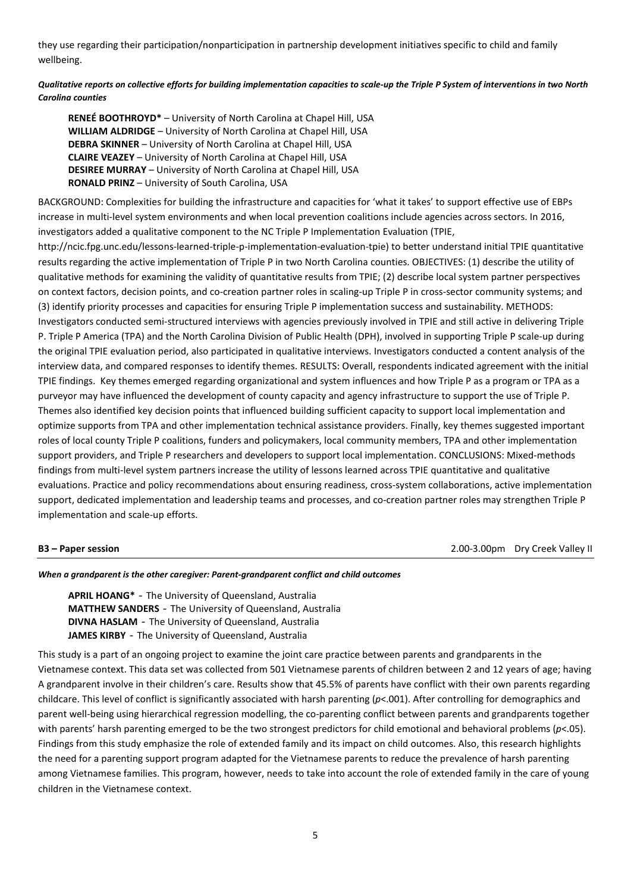they use regarding their participation/nonparticipation in partnership development initiatives specific to child and family wellbeing.

***Qualitative reports on collective efforts for building implementation capacities to scale-up the Triple P System of interventions in two North Carolina counties***

**RENEÉ BOOTHROYD*** – University of North Carolina at Chapel Hill, USA
**WILLIAM ALDRIDGE** – University of North Carolina at Chapel Hill, USA
**DEBRA SKINNER** – University of North Carolina at Chapel Hill, USA
**CLAIRE VEAZEY** – University of North Carolina at Chapel Hill, USA
**DESIREE MURRAY** – University of North Carolina at Chapel Hill, USA
**RONALD PRINZ** – University of South Carolina, USA

BACKGROUND: Complexities for building the infrastructure and capacities for 'what it takes' to support effective use of EBPs increase in multi-level system environments and when local prevention coalitions include agencies across sectors. In 2016, investigators added a qualitative component to the NC Triple P Implementation Evaluation (TPIE, http://ncic.fpg.unc.edu/lessons-learned-triple-p-implementation-evaluation-tpie) to better understand initial TPIE quantitative results regarding the active implementation of Triple P in two North Carolina counties. OBJECTIVES: (1) describe the utility of qualitative methods for examining the validity of quantitative results from TPIE; (2) describe local system partner perspectives on context factors, decision points, and co-creation partner roles in scaling-up Triple P in cross-sector community systems; and (3) identify priority processes and capacities for ensuring Triple P implementation success and sustainability. METHODS: Investigators conducted semi-structured interviews with agencies previously involved in TPIE and still active in delivering Triple P. Triple P America (TPA) and the North Carolina Division of Public Health (DPH), involved in supporting Triple P scale-up during the original TPIE evaluation period, also participated in qualitative interviews. Investigators conducted a content analysis of the interview data, and compared responses to identify themes. RESULTS: Overall, respondents indicated agreement with the initial TPIE findings. Key themes emerged regarding organizational and system influences and how Triple P as a program or TPA as a purveyor may have influenced the development of county capacity and agency infrastructure to support the use of Triple P. Themes also identified key decision points that influenced building sufficient capacity to support local implementation and optimize supports from TPA and other implementation technical assistance providers. Finally, key themes suggested important roles of local county Triple P coalitions, funders and policymakers, local community members, TPA and other implementation support providers, and Triple P researchers and developers to support local implementation. CONCLUSIONS: Mixed-methods findings from multi-level system partners increase the utility of lessons learned across TPIE quantitative and qualitative evaluations. Practice and policy recommendations about ensuring readiness, cross-system collaborations, active implementation support, dedicated implementation and leadership teams and processes, and co-creation partner roles may strengthen Triple P implementation and scale-up efforts.

## B3 – Paper session

2.00-3.00pm Dry Creek Valley II

***When a grandparent is the other caregiver: Parent-grandparent conflict and child outcomes***

**APRIL HOANG*** - The University of Queensland, Australia
**MATTHEW SANDERS** - The University of Queensland, Australia
**DIVNA HASLAM** - The University of Queensland, Australia
**JAMES KIRBY** - The University of Queensland, Australia

This study is a part of an ongoing project to examine the joint care practice between parents and grandparents in the Vietnamese context. This data set was collected from 501 Vietnamese parents of children between 2 and 12 years of age; having A grandparent involve in their children's care. Results show that 45.5% of parents have conflict with their own parents regarding childcare. This level of conflict is significantly associated with harsh parenting ($p$<.001). After controlling for demographics and parent well-being using hierarchical regression modelling, the co-parenting conflict between parents and grandparents together with parents' harsh parenting emerged to be the two strongest predictors for child emotional and behavioral problems ($p$<.05). Findings from this study emphasize the role of extended family and its impact on child outcomes. Also, this research highlights the need for a parenting support program adapted for the Vietnamese parents to reduce the prevalence of harsh parenting among Vietnamese families. This program, however, needs to take into account the role of extended family in the care of young children in the Vietnamese context.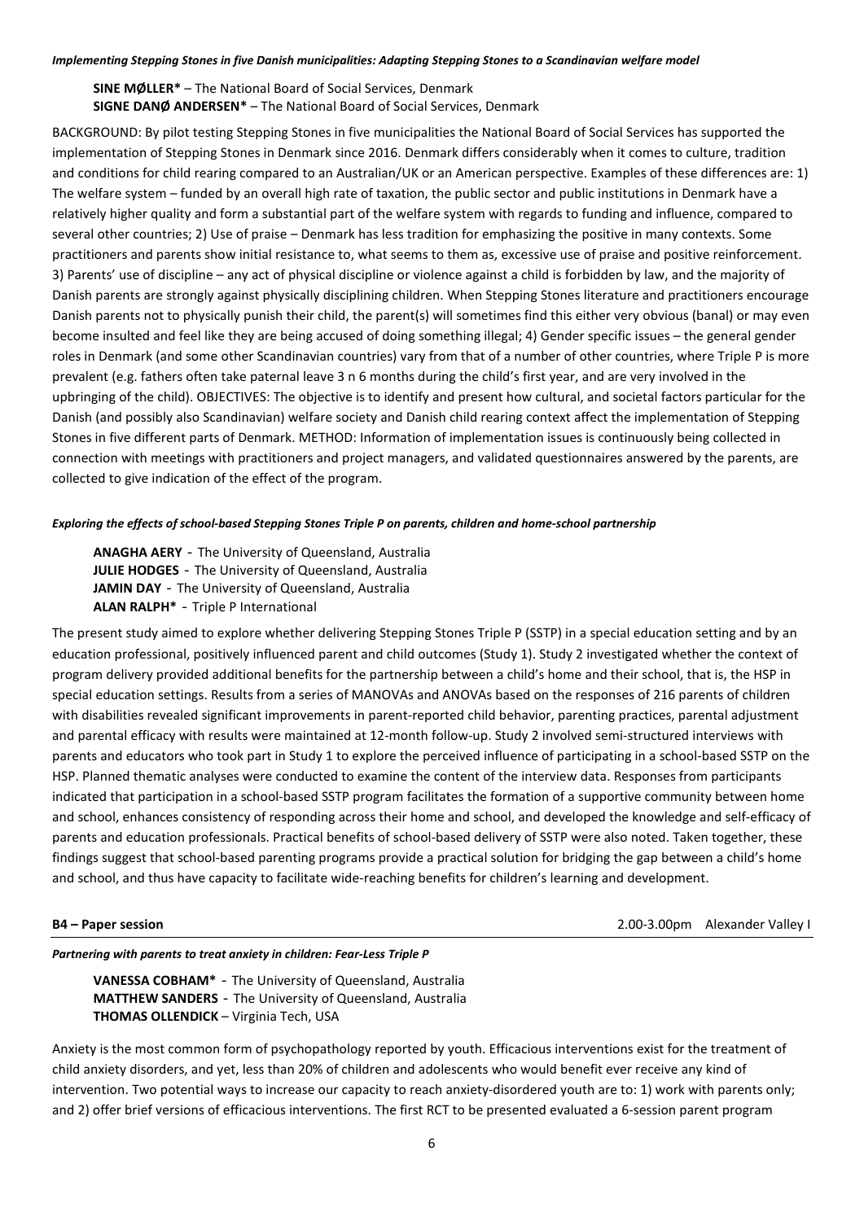***Implementing Stepping Stones in five Danish municipalities: Adapting Stepping Stones to a Scandinavian welfare model***

**SINE MØLLER*** – The National Board of Social Services, Denmark
**SIGNE DANØ ANDERSEN*** – The National Board of Social Services, Denmark

BACKGROUND: By pilot testing Stepping Stones in five municipalities the National Board of Social Services has supported the implementation of Stepping Stones in Denmark since 2016. Denmark differs considerably when it comes to culture, tradition and conditions for child rearing compared to an Australian/UK or an American perspective. Examples of these differences are: 1) The welfare system – funded by an overall high rate of taxation, the public sector and public institutions in Denmark have a relatively higher quality and form a substantial part of the welfare system with regards to funding and influence, compared to several other countries; 2) Use of praise – Denmark has less tradition for emphasizing the positive in many contexts. Some practitioners and parents show initial resistance to, what seems to them as, excessive use of praise and positive reinforcement. 3) Parents' use of discipline – any act of physical discipline or violence against a child is forbidden by law, and the majority of Danish parents are strongly against physically disciplining children. When Stepping Stones literature and practitioners encourage Danish parents not to physically punish their child, the parent(s) will sometimes find this either very obvious (banal) or may even become insulted and feel like they are being accused of doing something illegal; 4) Gender specific issues – the general gender roles in Denmark (and some other Scandinavian countries) vary from that of a number of other countries, where Triple P is more prevalent (e.g. fathers often take paternal leave 3 n 6 months during the child's first year, and are very involved in the upbringing of the child). OBJECTIVES: The objective is to identify and present how cultural, and societal factors particular for the Danish (and possibly also Scandinavian) welfare society and Danish child rearing context affect the implementation of Stepping Stones in five different parts of Denmark. METHOD: Information of implementation issues is continuously being collected in connection with meetings with practitioners and project managers, and validated questionnaires answered by the parents, are collected to give indication of the effect of the program.

***Exploring the effects of school-based Stepping Stones Triple P on parents, children and home-school partnership***

**ANAGHA AERY** - The University of Queensland, Australia
**JULIE HODGES** - The University of Queensland, Australia
**JAMIN DAY** - The University of Queensland, Australia
**ALAN RALPH*** - Triple P International

The present study aimed to explore whether delivering Stepping Stones Triple P (SSTP) in a special education setting and by an education professional, positively influenced parent and child outcomes (Study 1). Study 2 investigated whether the context of program delivery provided additional benefits for the partnership between a child's home and their school, that is, the HSP in special education settings. Results from a series of MANOVAs and ANOVAs based on the responses of 216 parents of children with disabilities revealed significant improvements in parent-reported child behavior, parenting practices, parental adjustment and parental efficacy with results were maintained at 12-month follow-up. Study 2 involved semi-structured interviews with parents and educators who took part in Study 1 to explore the perceived influence of participating in a school-based SSTP on the HSP. Planned thematic analyses were conducted to examine the content of the interview data. Responses from participants indicated that participation in a school-based SSTP program facilitates the formation of a supportive community between home and school, enhances consistency of responding across their home and school, and developed the knowledge and self-efficacy of parents and education professionals. Practical benefits of school-based delivery of SSTP were also noted. Taken together, these findings suggest that school-based parenting programs provide a practical solution for bridging the gap between a child's home and school, and thus have capacity to facilitate wide-reaching benefits for children's learning and development.

## B4 – Paper session

2.00-3.00pm Alexander Valley I

***Partnering with parents to treat anxiety in children: Fear-Less Triple P***

**VANESSA COBHAM*** - The University of Queensland, Australia
**MATTHEW SANDERS** - The University of Queensland, Australia
**THOMAS OLLENDICK** – Virginia Tech, USA

Anxiety is the most common form of psychopathology reported by youth. Efficacious interventions exist for the treatment of child anxiety disorders, and yet, less than 20% of children and adolescents who would benefit ever receive any kind of intervention. Two potential ways to increase our capacity to reach anxiety-disordered youth are to: 1) work with parents only; and 2) offer brief versions of efficacious interventions. The first RCT to be presented evaluated a 6-session parent program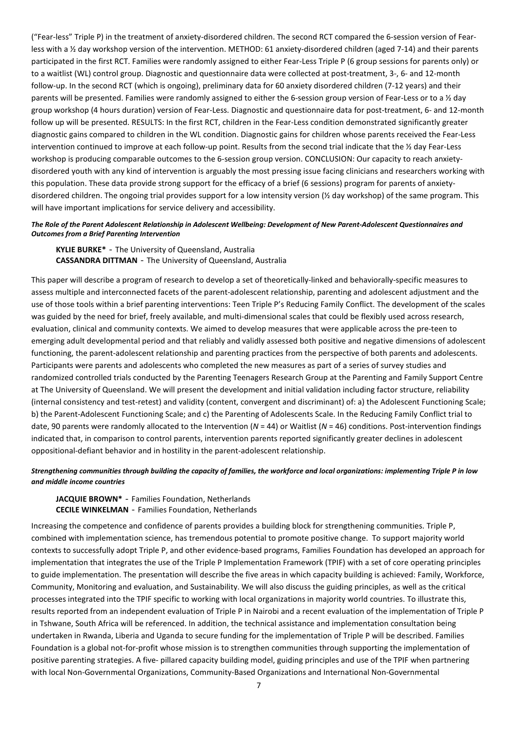("Fear-less" Triple P) in the treatment of anxiety-disordered children. The second RCT compared the 6-session version of Fear-less with a ½ day workshop version of the intervention. METHOD: 61 anxiety-disordered children (aged 7-14) and their parents participated in the first RCT. Families were randomly assigned to either Fear-Less Triple P (6 group sessions for parents only) or to a waitlist (WL) control group. Diagnostic and questionnaire data were collected at post-treatment, 3-, 6- and 12-month follow-up. In the second RCT (which is ongoing), preliminary data for 60 anxiety disordered children (7-12 years) and their parents will be presented. Families were randomly assigned to either the 6-session group version of Fear-Less or to a ½ day group workshop (4 hours duration) version of Fear-Less. Diagnostic and questionnaire data for post-treatment, 6- and 12-month follow up will be presented. RESULTS: In the first RCT, children in the Fear-Less condition demonstrated significantly greater diagnostic gains compared to children in the WL condition. Diagnostic gains for children whose parents received the Fear-Less intervention continued to improve at each follow-up point. Results from the second trial indicate that the ½ day Fear-Less workshop is producing comparable outcomes to the 6-session group version. CONCLUSION: Our capacity to reach anxiety-disordered youth with any kind of intervention is arguably the most pressing issue facing clinicians and researchers working with this population. These data provide strong support for the efficacy of a brief (6 sessions) program for parents of anxiety-disordered children. The ongoing trial provides support for a low intensity version (½ day workshop) of the same program. This will have important implications for service delivery and accessibility.

***The Role of the Parent Adolescent Relationship in Adolescent Wellbeing: Development of New Parent-Adolescent Questionnaires and Outcomes from a Brief Parenting Intervention***

**KYLIE BURKE*** - The University of Queensland, Australia
**CASSANDRA DITTMAN** - The University of Queensland, Australia

This paper will describe a program of research to develop a set of theoretically-linked and behaviorally-specific measures to assess multiple and interconnected facets of the parent-adolescent relationship, parenting and adolescent adjustment and the use of those tools within a brief parenting interventions: Teen Triple P's Reducing Family Conflict. The development of the scales was guided by the need for brief, freely available, and multi-dimensional scales that could be flexibly used across research, evaluation, clinical and community contexts. We aimed to develop measures that were applicable across the pre-teen to emerging adult developmental period and that reliably and validly assessed both positive and negative dimensions of adolescent functioning, the parent-adolescent relationship and parenting practices from the perspective of both parents and adolescents. Participants were parents and adolescents who completed the new measures as part of a series of survey studies and randomized controlled trials conducted by the Parenting Teenagers Research Group at the Parenting and Family Support Centre at The University of Queensland. We will present the development and initial validation including factor structure, reliability (internal consistency and test-retest) and validity (content, convergent and discriminant) of: a) the Adolescent Functioning Scale; b) the Parent-Adolescent Functioning Scale; and c) the Parenting of Adolescents Scale. In the Reducing Family Conflict trial to date, 90 parents were randomly allocated to the Intervention (*N* = 44) or Waitlist (*N* = 46) conditions. Post-intervention findings indicated that, in comparison to control parents, intervention parents reported significantly greater declines in adolescent oppositional-defiant behavior and in hostility in the parent-adolescent relationship.

***Strengthening communities through building the capacity of families, the workforce and local organizations: implementing Triple P in low and middle income countries***

**JACQUIE BROWN*** - Families Foundation, Netherlands
**CECILE WINKELMAN** - Families Foundation, Netherlands

Increasing the competence and confidence of parents provides a building block for strengthening communities. Triple P, combined with implementation science, has tremendous potential to promote positive change. To support majority world contexts to successfully adopt Triple P, and other evidence-based programs, Families Foundation has developed an approach for implementation that integrates the use of the Triple P Implementation Framework (TPIF) with a set of core operating principles to guide implementation. The presentation will describe the five areas in which capacity building is achieved: Family, Workforce, Community, Monitoring and evaluation, and Sustainability. We will also discuss the guiding principles, as well as the critical processes integrated into the TPIF specific to working with local organizations in majority world countries. To illustrate this, results reported from an independent evaluation of Triple P in Nairobi and a recent evaluation of the implementation of Triple P in Tshwane, South Africa will be referenced. In addition, the technical assistance and implementation consultation being undertaken in Rwanda, Liberia and Uganda to secure funding for the implementation of Triple P will be described. Families Foundation is a global not-for-profit whose mission is to strengthen communities through supporting the implementation of positive parenting strategies. A five- pillared capacity building model, guiding principles and use of the TPIF when partnering with local Non-Governmental Organizations, Community-Based Organizations and International Non-Governmental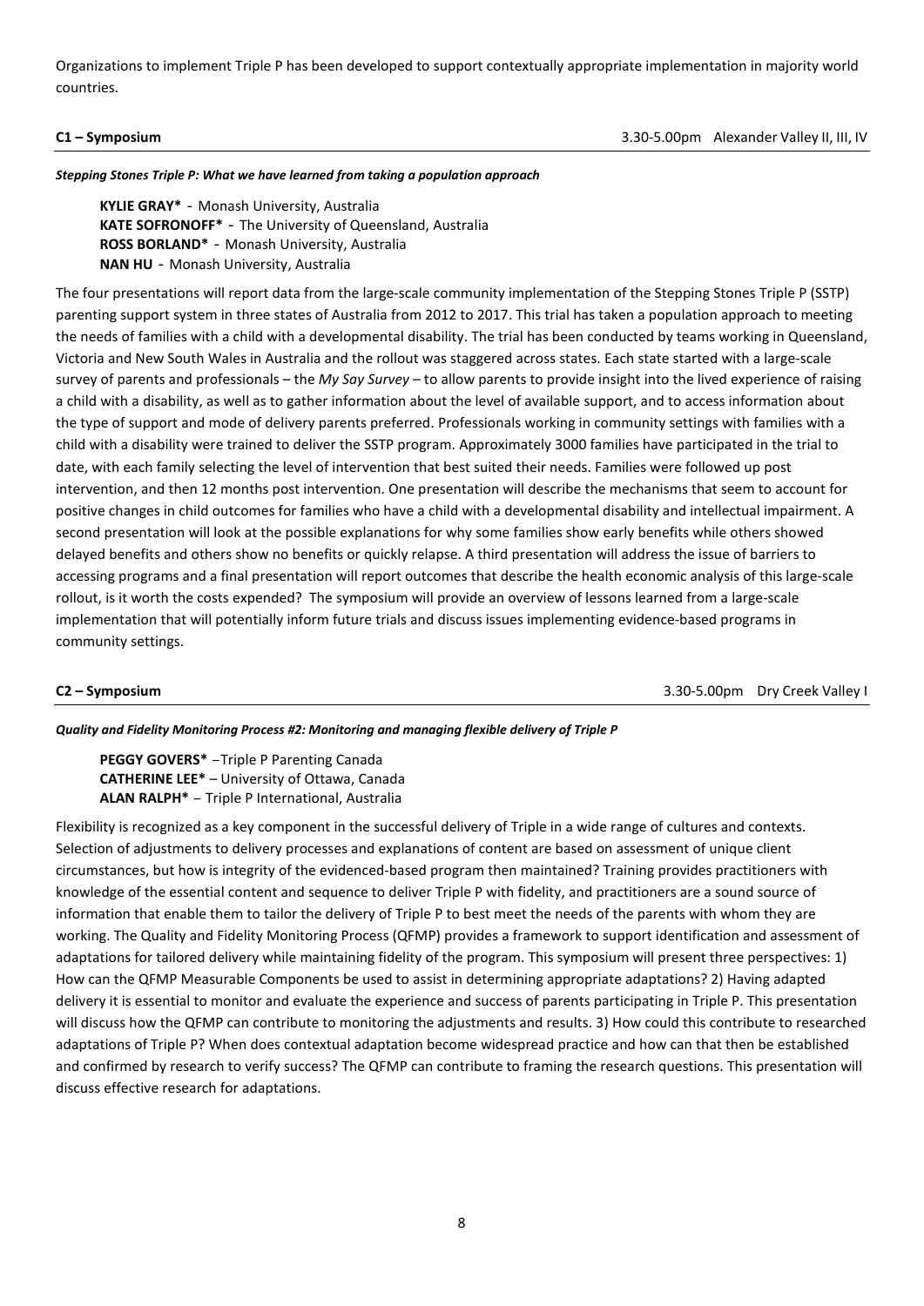Organizations to implement Triple P has been developed to support contextually appropriate implementation in majority world countries.

**C1 – Symposium** 3.30-5.00pm Alexander Valley II, III, IV

***Stepping Stones Triple P: What we have learned from taking a population approach***

**KYLIE GRAY*** - Monash University, Australia
**KATE SOFRONOFF*** - The University of Queensland, Australia
**ROSS BORLAND*** - Monash University, Australia
**NAN HU** - Monash University, Australia

The four presentations will report data from the large-scale community implementation of the Stepping Stones Triple P (SSTP) parenting support system in three states of Australia from 2012 to 2017. This trial has taken a population approach to meeting the needs of families with a child with a developmental disability. The trial has been conducted by teams working in Queensland, Victoria and New South Wales in Australia and the rollout was staggered across states. Each state started with a large-scale survey of parents and professionals – the *My Say Survey* – to allow parents to provide insight into the lived experience of raising a child with a disability, as well as to gather information about the level of available support, and to access information about the type of support and mode of delivery parents preferred. Professionals working in community settings with families with a child with a disability were trained to deliver the SSTP program. Approximately 3000 families have participated in the trial to date, with each family selecting the level of intervention that best suited their needs. Families were followed up post intervention, and then 12 months post intervention. One presentation will describe the mechanisms that seem to account for positive changes in child outcomes for families who have a child with a developmental disability and intellectual impairment. A second presentation will look at the possible explanations for why some families show early benefits while others showed delayed benefits and others show no benefits or quickly relapse. A third presentation will address the issue of barriers to accessing programs and a final presentation will report outcomes that describe the health economic analysis of this large-scale rollout, is it worth the costs expended? The symposium will provide an overview of lessons learned from a large-scale implementation that will potentially inform future trials and discuss issues implementing evidence-based programs in community settings.

**C2 – Symposium** 3.30-5.00pm Dry Creek Valley I

***Quality and Fidelity Monitoring Process #2: Monitoring and managing flexible delivery of Triple P***

**PEGGY GOVERS*** –Triple P Parenting Canada
**CATHERINE LEE*** – University of Ottawa, Canada
**ALAN RALPH*** – Triple P International, Australia

Flexibility is recognized as a key component in the successful delivery of Triple in a wide range of cultures and contexts. Selection of adjustments to delivery processes and explanations of content are based on assessment of unique client circumstances, but how is integrity of the evidenced-based program then maintained? Training provides practitioners with knowledge of the essential content and sequence to deliver Triple P with fidelity, and practitioners are a sound source of information that enable them to tailor the delivery of Triple P to best meet the needs of the parents with whom they are working. The Quality and Fidelity Monitoring Process (QFMP) provides a framework to support identification and assessment of adaptations for tailored delivery while maintaining fidelity of the program. This symposium will present three perspectives: 1) How can the QFMP Measurable Components be used to assist in determining appropriate adaptations? 2) Having adapted delivery it is essential to monitor and evaluate the experience and success of parents participating in Triple P. This presentation will discuss how the QFMP can contribute to monitoring the adjustments and results. 3) How could this contribute to researched adaptations of Triple P? When does contextual adaptation become widespread practice and how can that then be established and confirmed by research to verify success? The QFMP can contribute to framing the research questions. This presentation will discuss effective research for adaptations.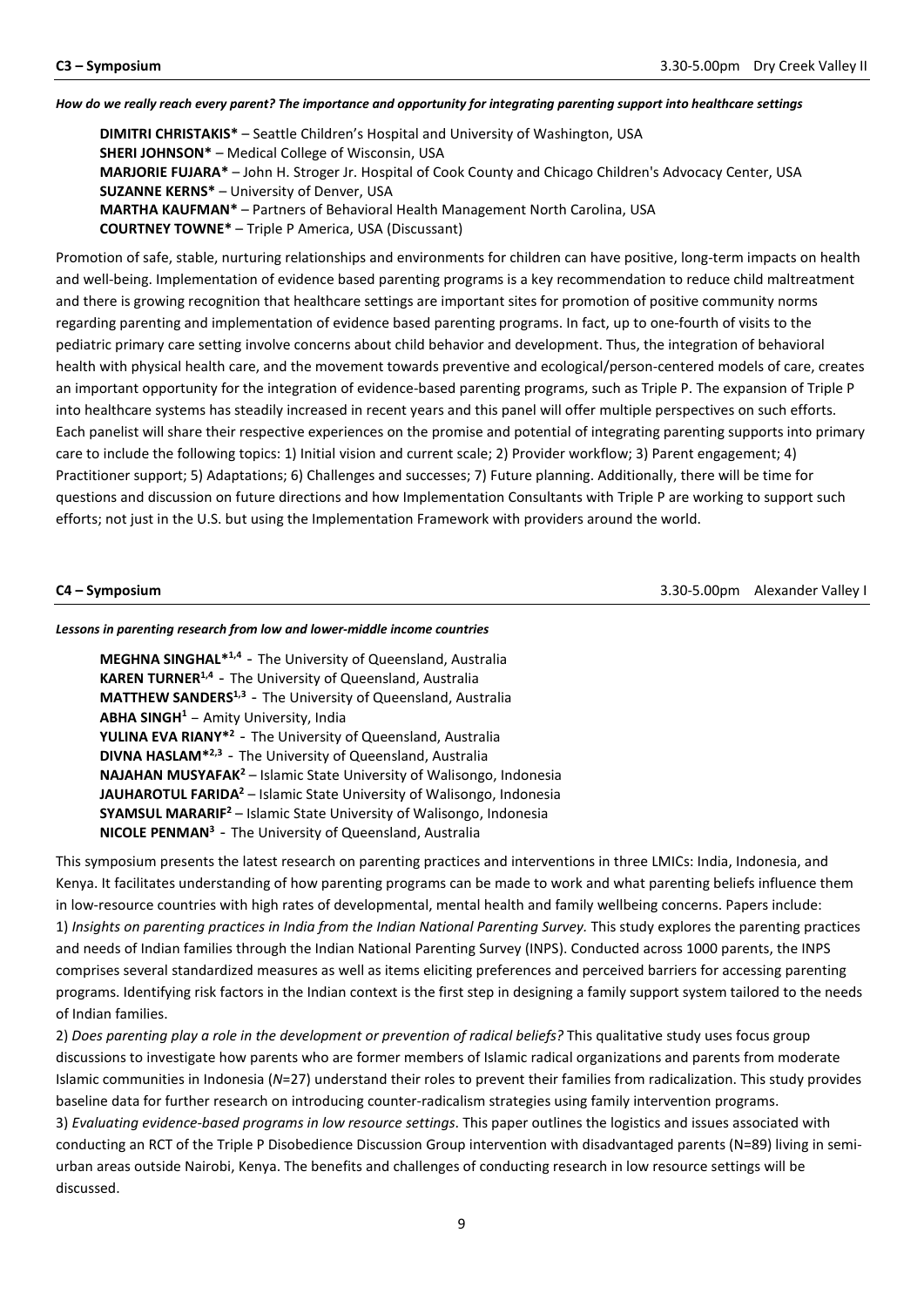**C3 – Symposium** 3.30-5.00pm Dry Creek Valley II

***How do we really reach every parent? The importance and opportunity for integrating parenting support into healthcare settings***

**DIMITRI CHRISTAKIS*** – Seattle Children's Hospital and University of Washington, USA
**SHERI JOHNSON*** – Medical College of Wisconsin, USA
**MARJORIE FUJARA*** – John H. Stroger Jr. Hospital of Cook County and Chicago Children's Advocacy Center, USA
**SUZANNE KERNS*** – University of Denver, USA
**MARTHA KAUFMAN*** – Partners of Behavioral Health Management North Carolina, USA
**COURTNEY TOWNE*** – Triple P America, USA (Discussant)

Promotion of safe, stable, nurturing relationships and environments for children can have positive, long-term impacts on health and well-being. Implementation of evidence based parenting programs is a key recommendation to reduce child maltreatment and there is growing recognition that healthcare settings are important sites for promotion of positive community norms regarding parenting and implementation of evidence based parenting programs. In fact, up to one-fourth of visits to the pediatric primary care setting involve concerns about child behavior and development. Thus, the integration of behavioral health with physical health care, and the movement towards preventive and ecological/person-centered models of care, creates an important opportunity for the integration of evidence-based parenting programs, such as Triple P. The expansion of Triple P into healthcare systems has steadily increased in recent years and this panel will offer multiple perspectives on such efforts. Each panelist will share their respective experiences on the promise and potential of integrating parenting supports into primary care to include the following topics: 1) Initial vision and current scale; 2) Provider workflow; 3) Parent engagement; 4) Practitioner support; 5) Adaptations; 6) Challenges and successes; 7) Future planning. Additionally, there will be time for questions and discussion on future directions and how Implementation Consultants with Triple P are working to support such efforts; not just in the U.S. but using the Implementation Framework with providers around the world.

**C4 – Symposium** 3.30-5.00pm Alexander Valley I

***Lessons in parenting research from low and lower-middle income countries***

**MEGHNA SINGHAL***[1,4] - The University of Queensland, Australia
**KAREN TURNER**[1,4] - The University of Queensland, Australia
**MATTHEW SANDERS**[1,3] - The University of Queensland, Australia
**ABHA SINGH**[1] – Amity University, India
**YULINA EVA RIANY***[2] - The University of Queensland, Australia
**DIVNA HASLAM***[2,3] - The University of Queensland, Australia
**NAJAHAN MUSYAFAK**[2] – Islamic State University of Walisongo, Indonesia
**JAUHAROTUL FARIDA**[2] – Islamic State University of Walisongo, Indonesia
**SYAMSUL MARARIF**[2] – Islamic State University of Walisongo, Indonesia
**NICOLE PENMAN**[3] - The University of Queensland, Australia

This symposium presents the latest research on parenting practices and interventions in three LMICs: India, Indonesia, and Kenya. It facilitates understanding of how parenting programs can be made to work and what parenting beliefs influence them in low-resource countries with high rates of developmental, mental health and family wellbeing concerns. Papers include:

1) *Insights on parenting practices in India from the Indian National Parenting Survey.* This study explores the parenting practices and needs of Indian families through the Indian National Parenting Survey (INPS). Conducted across 1000 parents, the INPS comprises several standardized measures as well as items eliciting preferences and perceived barriers for accessing parenting programs. Identifying risk factors in the Indian context is the first step in designing a family support system tailored to the needs of Indian families.

2) *Does parenting play a role in the development or prevention of radical beliefs?* This qualitative study uses focus group discussions to investigate how parents who are former members of Islamic radical organizations and parents from moderate Islamic communities in Indonesia (*N*=27) understand their roles to prevent their families from radicalization. This study provides baseline data for further research on introducing counter-radicalism strategies using family intervention programs.

3) *Evaluating evidence-based programs in low resource settings*. This paper outlines the logistics and issues associated with conducting an RCT of the Triple P Disobedience Discussion Group intervention with disadvantaged parents (N=89) living in semi-urban areas outside Nairobi, Kenya. The benefits and challenges of conducting research in low resource settings will be discussed.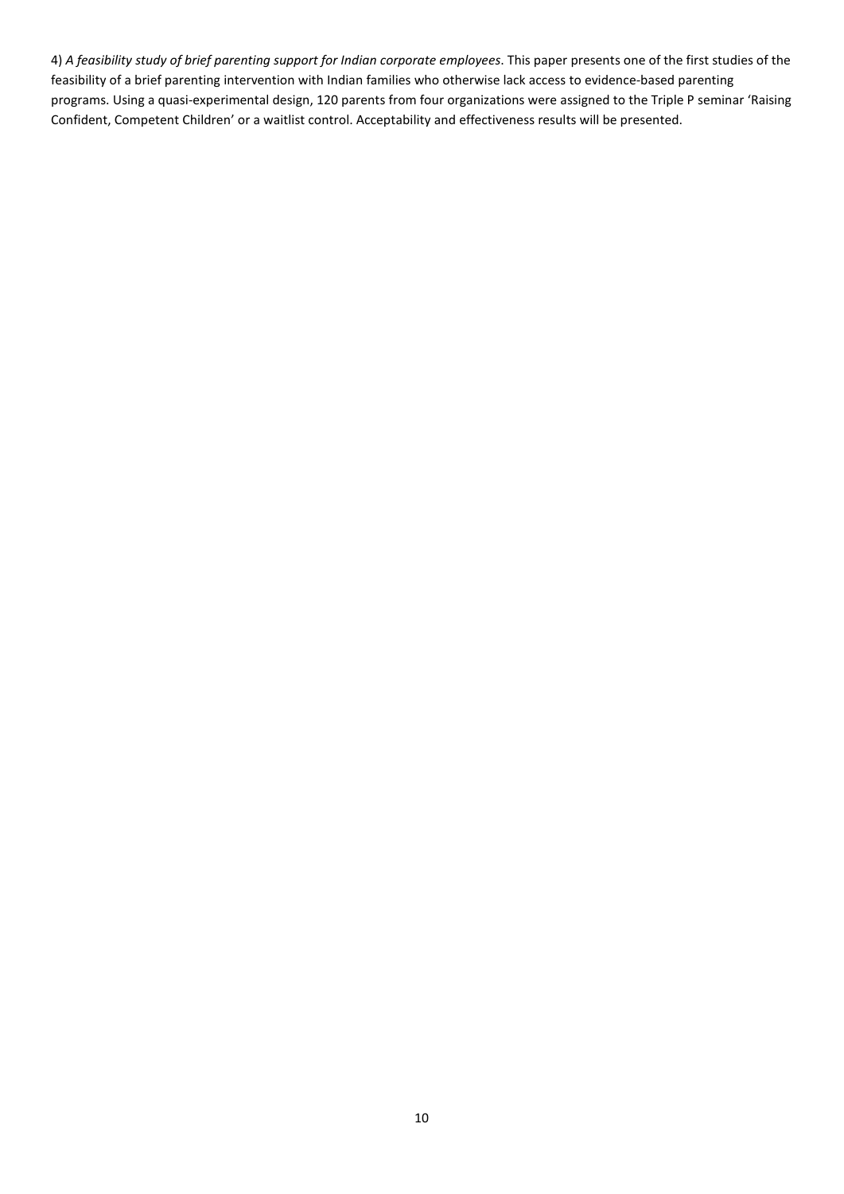4) *A feasibility study of brief parenting support for Indian corporate employees*. This paper presents one of the first studies of the feasibility of a brief parenting intervention with Indian families who otherwise lack access to evidence-based parenting programs. Using a quasi-experimental design, 120 parents from four organizations were assigned to the Triple P seminar 'Raising Confident, Competent Children' or a waitlist control. Acceptability and effectiveness results will be presented.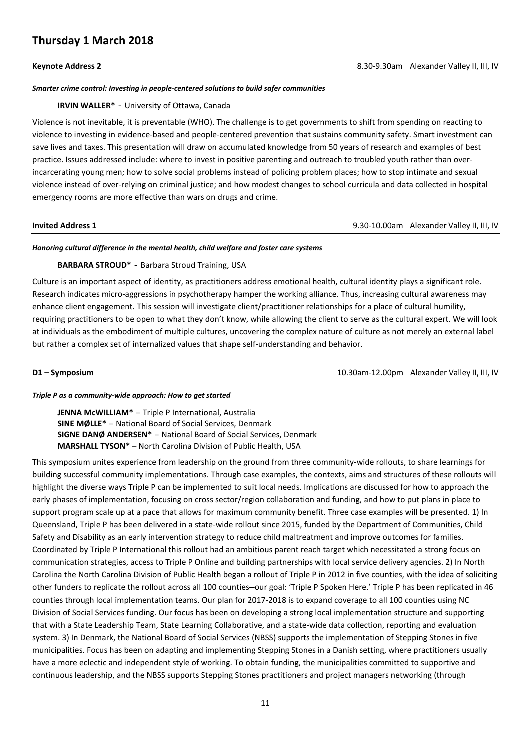# Thursday 1 March 2018

**Keynote Address 2** 8.30-9.30am Alexander Valley II, III, IV

***Smarter crime control: Investing in people-centered solutions to build safer communities***

**IRVIN WALLER*** - University of Ottawa, Canada

Violence is not inevitable, it is preventable (WHO). The challenge is to get governments to shift from spending on reacting to violence to investing in evidence-based and people-centered prevention that sustains community safety. Smart investment can save lives and taxes. This presentation will draw on accumulated knowledge from 50 years of research and examples of best practice. Issues addressed include: where to invest in positive parenting and outreach to troubled youth rather than over-incarcerating young men; how to solve social problems instead of policing problem places; how to stop intimate and sexual violence instead of over-relying on criminal justice; and how modest changes to school curricula and data collected in hospital emergency rooms are more effective than wars on drugs and crime.

**Invited Address 1** 9.30-10.00am Alexander Valley II, III, IV

***Honoring cultural difference in the mental health, child welfare and foster care systems***

**BARBARA STROUD*** - Barbara Stroud Training, USA

Culture is an important aspect of identity, as practitioners address emotional health, cultural identity plays a significant role. Research indicates micro-aggressions in psychotherapy hamper the working alliance. Thus, increasing cultural awareness may enhance client engagement. This session will investigate client/practitioner relationships for a place of cultural humility, requiring practitioners to be open to what they don't know, while allowing the client to serve as the cultural expert. We will look at individuals as the embodiment of multiple cultures, uncovering the complex nature of culture as not merely an external label but rather a complex set of internalized values that shape self-understanding and behavior.

**D1 – Symposium** 10.30am-12.00pm Alexander Valley II, III, IV

***Triple P as a community-wide approach: How to get started***

**JENNA McWILLIAM*** – Triple P International, Australia
**SINE MØLLE*** – National Board of Social Services, Denmark
**SIGNE DANØ ANDERSEN*** – National Board of Social Services, Denmark
**MARSHALL TYSON*** – North Carolina Division of Public Health, USA

This symposium unites experience from leadership on the ground from three community-wide rollouts, to share learnings for building successful community implementations. Through case examples, the contexts, aims and structures of these rollouts will highlight the diverse ways Triple P can be implemented to suit local needs. Implications are discussed for how to approach the early phases of implementation, focusing on cross sector/region collaboration and funding, and how to put plans in place to support program scale up at a pace that allows for maximum community benefit. Three case examples will be presented. 1) In Queensland, Triple P has been delivered in a state-wide rollout since 2015, funded by the Department of Communities, Child Safety and Disability as an early intervention strategy to reduce child maltreatment and improve outcomes for families. Coordinated by Triple P International this rollout had an ambitious parent reach target which necessitated a strong focus on communication strategies, access to Triple P Online and building partnerships with local service delivery agencies. 2) In North Carolina the North Carolina Division of Public Health began a rollout of Triple P in 2012 in five counties, with the idea of soliciting other funders to replicate the rollout across all 100 counties–our goal: 'Triple P Spoken Here.' Triple P has been replicated in 46 counties through local implementation teams. Our plan for 2017-2018 is to expand coverage to all 100 counties using NC Division of Social Services funding. Our focus has been on developing a strong local implementation structure and supporting that with a State Leadership Team, State Learning Collaborative, and a state-wide data collection, reporting and evaluation system. 3) In Denmark, the National Board of Social Services (NBSS) supports the implementation of Stepping Stones in five municipalities. Focus has been on adapting and implementing Stepping Stones in a Danish setting, where practitioners usually have a more eclectic and independent style of working. To obtain funding, the municipalities committed to supportive and continuous leadership, and the NBSS supports Stepping Stones practitioners and project managers networking (through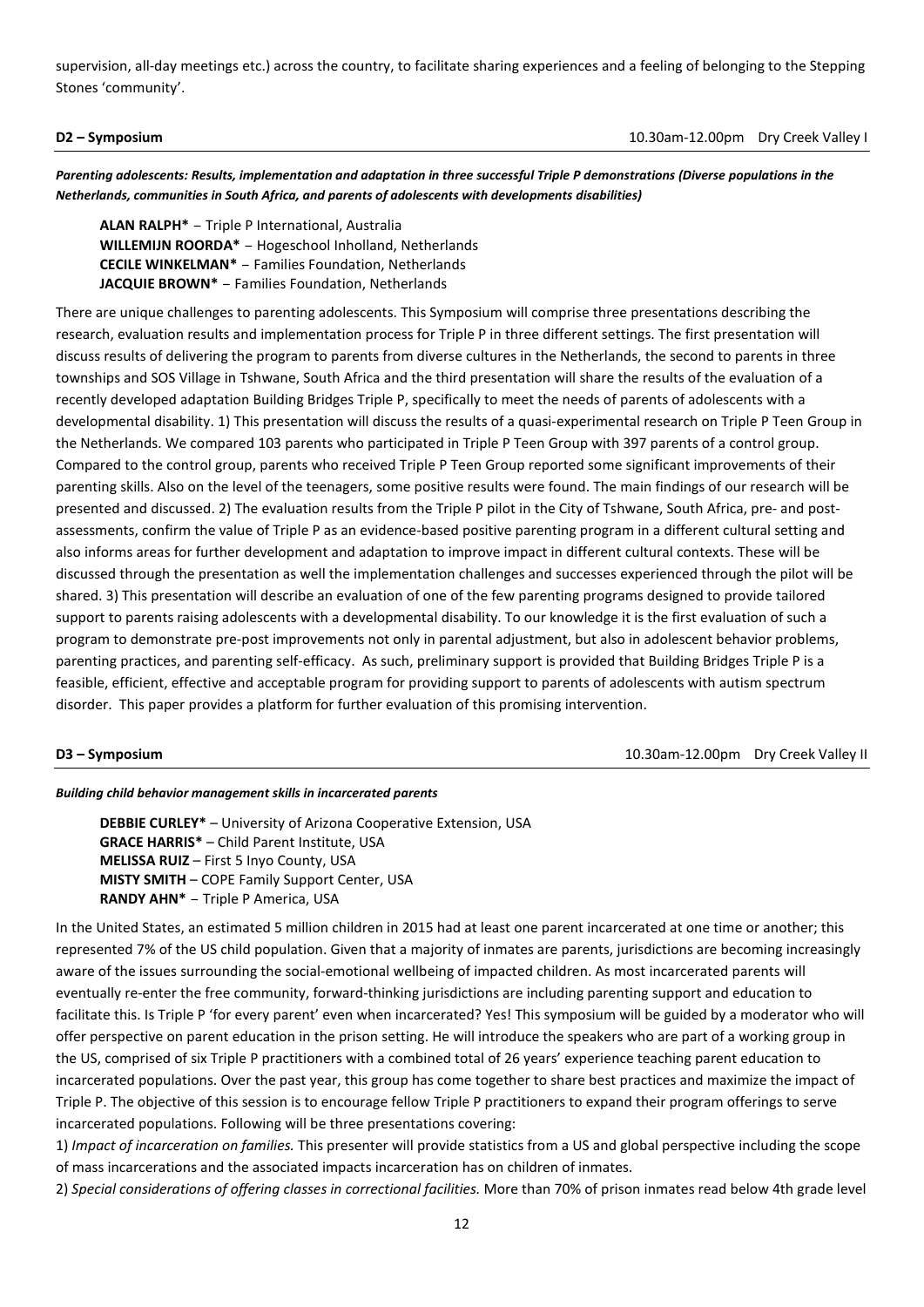supervision, all-day meetings etc.) across the country, to facilitate sharing experiences and a feeling of belonging to the Stepping Stones 'community'.

**D2 – Symposium** 10.30am-12.00pm Dry Creek Valley I

***Parenting adolescents: Results, implementation and adaptation in three successful Triple P demonstrations (Diverse populations in the Netherlands, communities in South Africa, and parents of adolescents with developments disabilities)***

**ALAN RALPH*** – Triple P International, Australia
**WILLEMIJN ROORDA*** – Hogeschool Inholland, Netherlands
**CECILE WINKELMAN*** – Families Foundation, Netherlands
**JACQUIE BROWN*** – Families Foundation, Netherlands

There are unique challenges to parenting adolescents. This Symposium will comprise three presentations describing the research, evaluation results and implementation process for Triple P in three different settings. The first presentation will discuss results of delivering the program to parents from diverse cultures in the Netherlands, the second to parents in three townships and SOS Village in Tshwane, South Africa and the third presentation will share the results of the evaluation of a recently developed adaptation Building Bridges Triple P, specifically to meet the needs of parents of adolescents with a developmental disability. 1) This presentation will discuss the results of a quasi-experimental research on Triple P Teen Group in the Netherlands. We compared 103 parents who participated in Triple P Teen Group with 397 parents of a control group. Compared to the control group, parents who received Triple P Teen Group reported some significant improvements of their parenting skills. Also on the level of the teenagers, some positive results were found. The main findings of our research will be presented and discussed. 2) The evaluation results from the Triple P pilot in the City of Tshwane, South Africa, pre- and post-assessments, confirm the value of Triple P as an evidence-based positive parenting program in a different cultural setting and also informs areas for further development and adaptation to improve impact in different cultural contexts. These will be discussed through the presentation as well the implementation challenges and successes experienced through the pilot will be shared. 3) This presentation will describe an evaluation of one of the few parenting programs designed to provide tailored support to parents raising adolescents with a developmental disability. To our knowledge it is the first evaluation of such a program to demonstrate pre-post improvements not only in parental adjustment, but also in adolescent behavior problems, parenting practices, and parenting self-efficacy. As such, preliminary support is provided that Building Bridges Triple P is a feasible, efficient, effective and acceptable program for providing support to parents of adolescents with autism spectrum disorder. This paper provides a platform for further evaluation of this promising intervention.

**D3 – Symposium** 10.30am-12.00pm Dry Creek Valley II

***Building child behavior management skills in incarcerated parents***

**DEBBIE CURLEY*** – University of Arizona Cooperative Extension, USA
**GRACE HARRIS*** – Child Parent Institute, USA
**MELISSA RUIZ** – First 5 Inyo County, USA
**MISTY SMITH** – COPE Family Support Center, USA
**RANDY AHN*** – Triple P America, USA

In the United States, an estimated 5 million children in 2015 had at least one parent incarcerated at one time or another; this represented 7% of the US child population. Given that a majority of inmates are parents, jurisdictions are becoming increasingly aware of the issues surrounding the social-emotional wellbeing of impacted children. As most incarcerated parents will eventually re-enter the free community, forward-thinking jurisdictions are including parenting support and education to facilitate this. Is Triple P 'for every parent' even when incarcerated? Yes! This symposium will be guided by a moderator who will offer perspective on parent education in the prison setting. He will introduce the speakers who are part of a working group in the US, comprised of six Triple P practitioners with a combined total of 26 years' experience teaching parent education to incarcerated populations. Over the past year, this group has come together to share best practices and maximize the impact of Triple P. The objective of this session is to encourage fellow Triple P practitioners to expand their program offerings to serve incarcerated populations. Following will be three presentations covering:

1) *Impact of incarceration on families.* This presenter will provide statistics from a US and global perspective including the scope of mass incarcerations and the associated impacts incarceration has on children of inmates.

2) *Special considerations of offering classes in correctional facilities.* More than 70% of prison inmates read below 4th grade level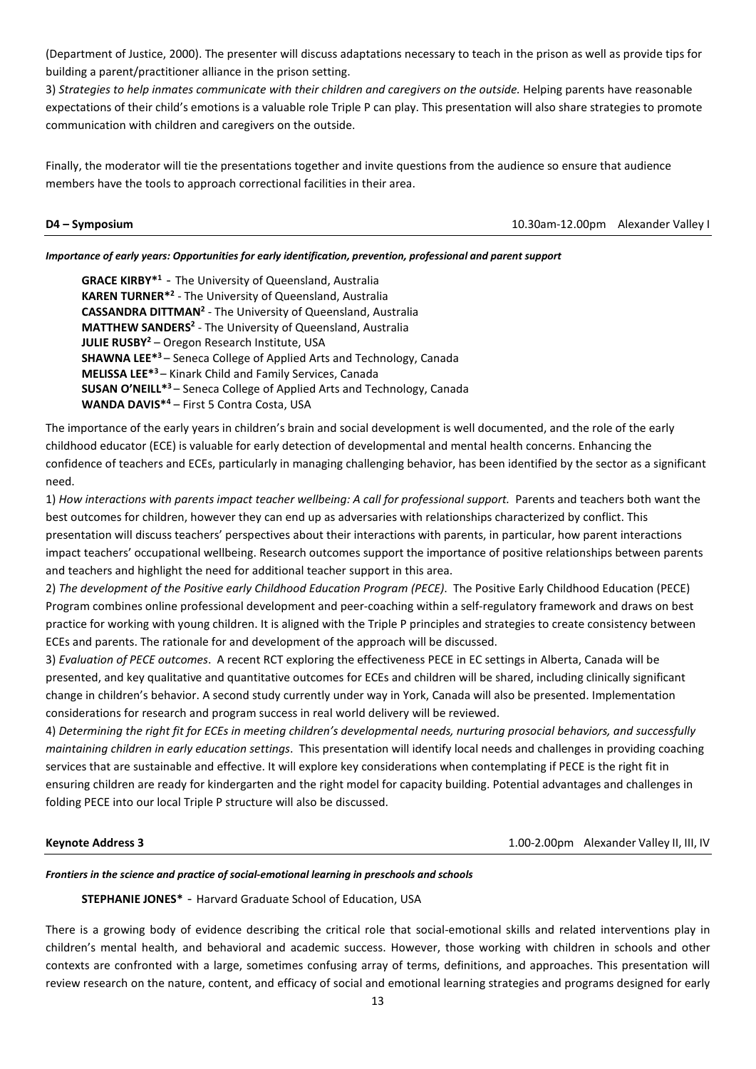(Department of Justice, 2000). The presenter will discuss adaptations necessary to teach in the prison as well as provide tips for building a parent/practitioner alliance in the prison setting.

3) *Strategies to help inmates communicate with their children and caregivers on the outside.* Helping parents have reasonable expectations of their child's emotions is a valuable role Triple P can play. This presentation will also share strategies to promote communication with children and caregivers on the outside.

Finally, the moderator will tie the presentations together and invite questions from the audience so ensure that audience members have the tools to approach correctional facilities in their area.

**D4 – Symposium** 10.30am-12.00pm Alexander Valley I

***Importance of early years: Opportunities for early identification, prevention, professional and parent support***

**GRACE KIRBY***[1] - The University of Queensland, Australia
**KAREN TURNER***[2] - The University of Queensland, Australia
**CASSANDRA DITTMAN**[2] - The University of Queensland, Australia
**MATTHEW SANDERS**[2] - The University of Queensland, Australia
**JULIE RUSBY**[2] – Oregon Research Institute, USA
**SHAWNA LEE***[3] – Seneca College of Applied Arts and Technology, Canada
**MELISSA LEE***[3] – Kinark Child and Family Services, Canada
**SUSAN O'NEILL***[3] – Seneca College of Applied Arts and Technology, Canada
**WANDA DAVIS***[4] – First 5 Contra Costa, USA

The importance of the early years in children's brain and social development is well documented, and the role of the early childhood educator (ECE) is valuable for early detection of developmental and mental health concerns. Enhancing the confidence of teachers and ECEs, particularly in managing challenging behavior, has been identified by the sector as a significant need.

1) *How interactions with parents impact teacher wellbeing: A call for professional support.* Parents and teachers both want the best outcomes for children, however they can end up as adversaries with relationships characterized by conflict. This presentation will discuss teachers' perspectives about their interactions with parents, in particular, how parent interactions impact teachers' occupational wellbeing. Research outcomes support the importance of positive relationships between parents and teachers and highlight the need for additional teacher support in this area.

2) *The development of the Positive early Childhood Education Program (PECE)*. The Positive Early Childhood Education (PECE) Program combines online professional development and peer-coaching within a self-regulatory framework and draws on best practice for working with young children. It is aligned with the Triple P principles and strategies to create consistency between ECEs and parents. The rationale for and development of the approach will be discussed.

3) *Evaluation of PECE outcomes*. A recent RCT exploring the effectiveness PECE in EC settings in Alberta, Canada will be presented, and key qualitative and quantitative outcomes for ECEs and children will be shared, including clinically significant change in children's behavior. A second study currently under way in York, Canada will also be presented. Implementation considerations for research and program success in real world delivery will be reviewed.

4) *Determining the right fit for ECEs in meeting children's developmental needs, nurturing prosocial behaviors, and successfully maintaining children in early education settings*. This presentation will identify local needs and challenges in providing coaching services that are sustainable and effective. It will explore key considerations when contemplating if PECE is the right fit in ensuring children are ready for kindergarten and the right model for capacity building. Potential advantages and challenges in folding PECE into our local Triple P structure will also be discussed.

**Keynote Address 3** 1.00-2.00pm Alexander Valley II, III, IV

***Frontiers in the science and practice of social-emotional learning in preschools and schools***

**STEPHANIE JONES*** - Harvard Graduate School of Education, USA

There is a growing body of evidence describing the critical role that social-emotional skills and related interventions play in children's mental health, and behavioral and academic success. However, those working with children in schools and other contexts are confronted with a large, sometimes confusing array of terms, definitions, and approaches. This presentation will review research on the nature, content, and efficacy of social and emotional learning strategies and programs designed for early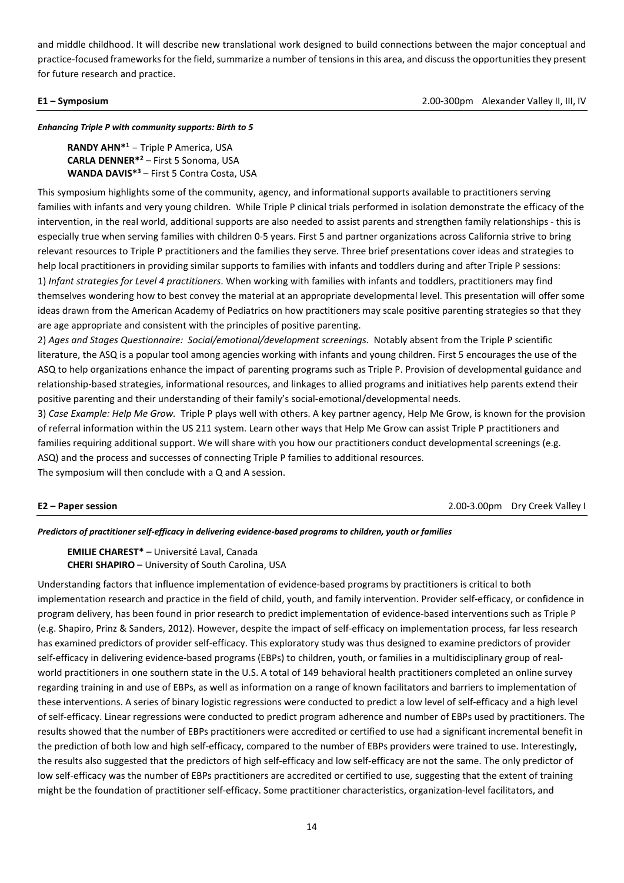and middle childhood. It will describe new translational work designed to build connections between the major conceptual and practice-focused frameworks for the field, summarize a number of tensions in this area, and discuss the opportunities they present for future research and practice.

**E1 – Symposium** 2.00-300pm Alexander Valley II, III, IV

***Enhancing Triple P with community supports: Birth to 5***

**RANDY AHN***[1] – Triple P America, USA
**CARLA DENNER***[2] – First 5 Sonoma, USA
**WANDA DAVIS***[3] – First 5 Contra Costa, USA

This symposium highlights some of the community, agency, and informational supports available to practitioners serving families with infants and very young children. While Triple P clinical trials performed in isolation demonstrate the efficacy of the intervention, in the real world, additional supports are also needed to assist parents and strengthen family relationships - this is especially true when serving families with children 0-5 years. First 5 and partner organizations across California strive to bring relevant resources to Triple P practitioners and the families they serve. Three brief presentations cover ideas and strategies to help local practitioners in providing similar supports to families with infants and toddlers during and after Triple P sessions:

1) *Infant strategies for Level 4 practitioners*. When working with families with infants and toddlers, practitioners may find themselves wondering how to best convey the material at an appropriate developmental level. This presentation will offer some ideas drawn from the American Academy of Pediatrics on how practitioners may scale positive parenting strategies so that they are age appropriate and consistent with the principles of positive parenting.

2) *Ages and Stages Questionnaire: Social/emotional/development screenings.* Notably absent from the Triple P scientific literature, the ASQ is a popular tool among agencies working with infants and young children. First 5 encourages the use of the ASQ to help organizations enhance the impact of parenting programs such as Triple P. Provision of developmental guidance and relationship-based strategies, informational resources, and linkages to allied programs and initiatives help parents extend their positive parenting and their understanding of their family's social-emotional/developmental needs.

3) *Case Example: Help Me Grow.* Triple P plays well with others. A key partner agency, Help Me Grow, is known for the provision of referral information within the US 211 system. Learn other ways that Help Me Grow can assist Triple P practitioners and families requiring additional support. We will share with you how our practitioners conduct developmental screenings (e.g. ASQ) and the process and successes of connecting Triple P families to additional resources.

The symposium will then conclude with a Q and A session.

**E2 – Paper session** 2.00-3.00pm Dry Creek Valley I

***Predictors of practitioner self-efficacy in delivering evidence-based programs to children, youth or families***

**EMILIE CHAREST*** – Université Laval, Canada
**CHERI SHAPIRO** – University of South Carolina, USA

Understanding factors that influence implementation of evidence-based programs by practitioners is critical to both implementation research and practice in the field of child, youth, and family intervention. Provider self-efficacy, or confidence in program delivery, has been found in prior research to predict implementation of evidence-based interventions such as Triple P (e.g. Shapiro, Prinz & Sanders, 2012). However, despite the impact of self-efficacy on implementation process, far less research has examined predictors of provider self-efficacy. This exploratory study was thus designed to examine predictors of provider self-efficacy in delivering evidence-based programs (EBPs) to children, youth, or families in a multidisciplinary group of real-world practitioners in one southern state in the U.S. A total of 149 behavioral health practitioners completed an online survey regarding training in and use of EBPs, as well as information on a range of known facilitators and barriers to implementation of these interventions. A series of binary logistic regressions were conducted to predict a low level of self-efficacy and a high level of self-efficacy. Linear regressions were conducted to predict program adherence and number of EBPs used by practitioners. The results showed that the number of EBPs practitioners were accredited or certified to use had a significant incremental benefit in the prediction of both low and high self-efficacy, compared to the number of EBPs providers were trained to use. Interestingly, the results also suggested that the predictors of high self-efficacy and low self-efficacy are not the same. The only predictor of low self-efficacy was the number of EBPs practitioners are accredited or certified to use, suggesting that the extent of training might be the foundation of practitioner self-efficacy. Some practitioner characteristics, organization-level facilitators, and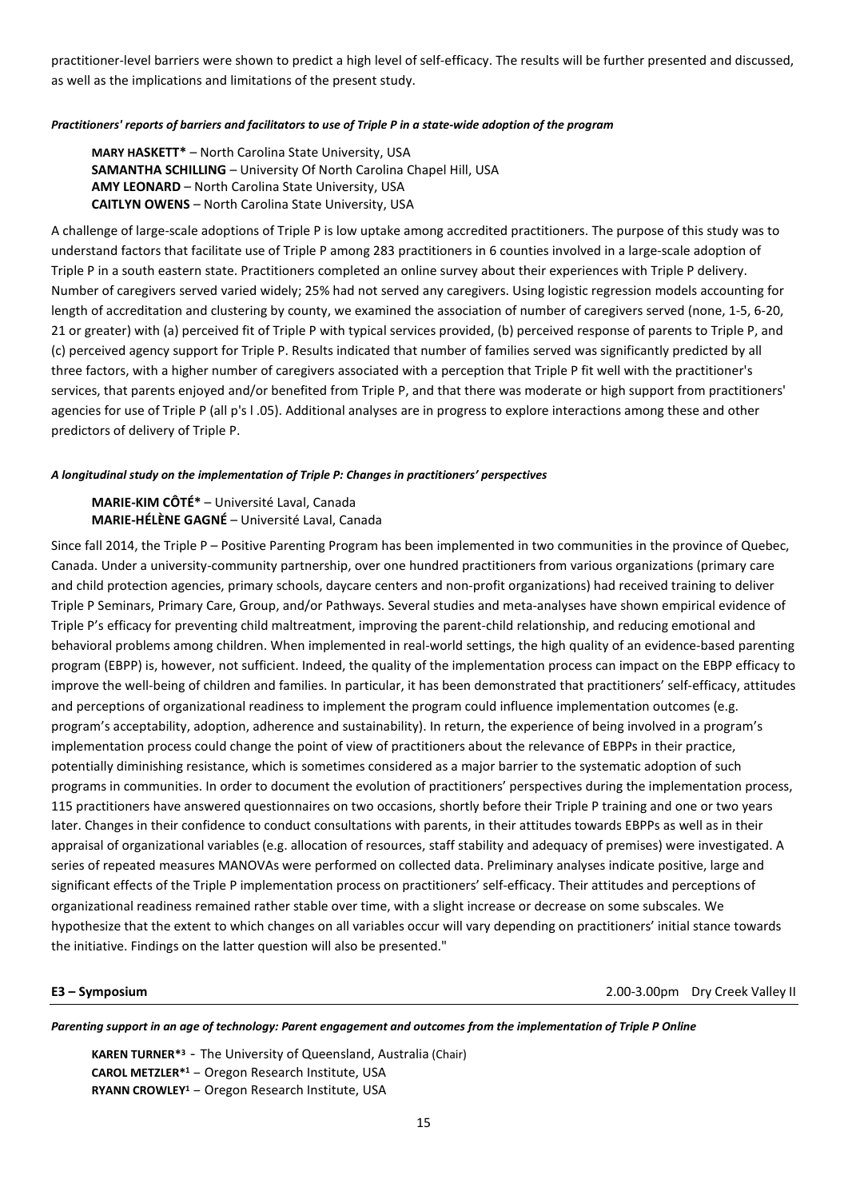practitioner-level barriers were shown to predict a high level of self-efficacy. The results will be further presented and discussed, as well as the implications and limitations of the present study.

***Practitioners' reports of barriers and facilitators to use of Triple P in a state-wide adoption of the program***

**MARY HASKETT*** – North Carolina State University, USA
**SAMANTHA SCHILLING** – University Of North Carolina Chapel Hill, USA
**AMY LEONARD** – North Carolina State University, USA
**CAITLYN OWENS** – North Carolina State University, USA

A challenge of large-scale adoptions of Triple P is low uptake among accredited practitioners. The purpose of this study was to understand factors that facilitate use of Triple P among 283 practitioners in 6 counties involved in a large-scale adoption of Triple P in a south eastern state. Practitioners completed an online survey about their experiences with Triple P delivery. Number of caregivers served varied widely; 25% had not served any caregivers. Using logistic regression models accounting for length of accreditation and clustering by county, we examined the association of number of caregivers served (none, 1-5, 6-20, 21 or greater) with (a) perceived fit of Triple P with typical services provided, (b) perceived response of parents to Triple P, and (c) perceived agency support for Triple P. Results indicated that number of families served was significantly predicted by all three factors, with a higher number of caregivers associated with a perception that Triple P fit well with the practitioner's services, that parents enjoyed and/or benefited from Triple P, and that there was moderate or high support from practitioners' agencies for use of Triple P (all p's l .05). Additional analyses are in progress to explore interactions among these and other predictors of delivery of Triple P.

***A longitudinal study on the implementation of Triple P: Changes in practitioners' perspectives***

**MARIE-KIM CÔTÉ*** – Université Laval, Canada
**MARIE-HÉLÈNE GAGNÉ** – Université Laval, Canada

Since fall 2014, the Triple P – Positive Parenting Program has been implemented in two communities in the province of Quebec, Canada. Under a university-community partnership, over one hundred practitioners from various organizations (primary care and child protection agencies, primary schools, daycare centers and non-profit organizations) had received training to deliver Triple P Seminars, Primary Care, Group, and/or Pathways. Several studies and meta-analyses have shown empirical evidence of Triple P's efficacy for preventing child maltreatment, improving the parent-child relationship, and reducing emotional and behavioral problems among children. When implemented in real-world settings, the high quality of an evidence-based parenting program (EBPP) is, however, not sufficient. Indeed, the quality of the implementation process can impact on the EBPP efficacy to improve the well-being of children and families. In particular, it has been demonstrated that practitioners' self-efficacy, attitudes and perceptions of organizational readiness to implement the program could influence implementation outcomes (e.g. program's acceptability, adoption, adherence and sustainability). In return, the experience of being involved in a program's implementation process could change the point of view of practitioners about the relevance of EBPPs in their practice, potentially diminishing resistance, which is sometimes considered as a major barrier to the systematic adoption of such programs in communities. In order to document the evolution of practitioners' perspectives during the implementation process, 115 practitioners have answered questionnaires on two occasions, shortly before their Triple P training and one or two years later. Changes in their confidence to conduct consultations with parents, in their attitudes towards EBPPs as well as in their appraisal of organizational variables (e.g. allocation of resources, staff stability and adequacy of premises) were investigated. A series of repeated measures MANOVAs were performed on collected data. Preliminary analyses indicate positive, large and significant effects of the Triple P implementation process on practitioners' self-efficacy. Their attitudes and perceptions of organizational readiness remained rather stable over time, with a slight increase or decrease on some subscales. We hypothesize that the extent to which changes on all variables occur will vary depending on practitioners' initial stance towards the initiative. Findings on the latter question will also be presented."

**E3 – Symposium** 2.00-3.00pm Dry Creek Valley II

***Parenting support in an age of technology: Parent engagement and outcomes from the implementation of Triple P Online***

**KAREN TURNER***[3] - The University of Queensland, Australia (Chair)
**CAROL METZLER***[1] – Oregon Research Institute, USA
**RYANN CROWLEY**[1] – Oregon Research Institute, USA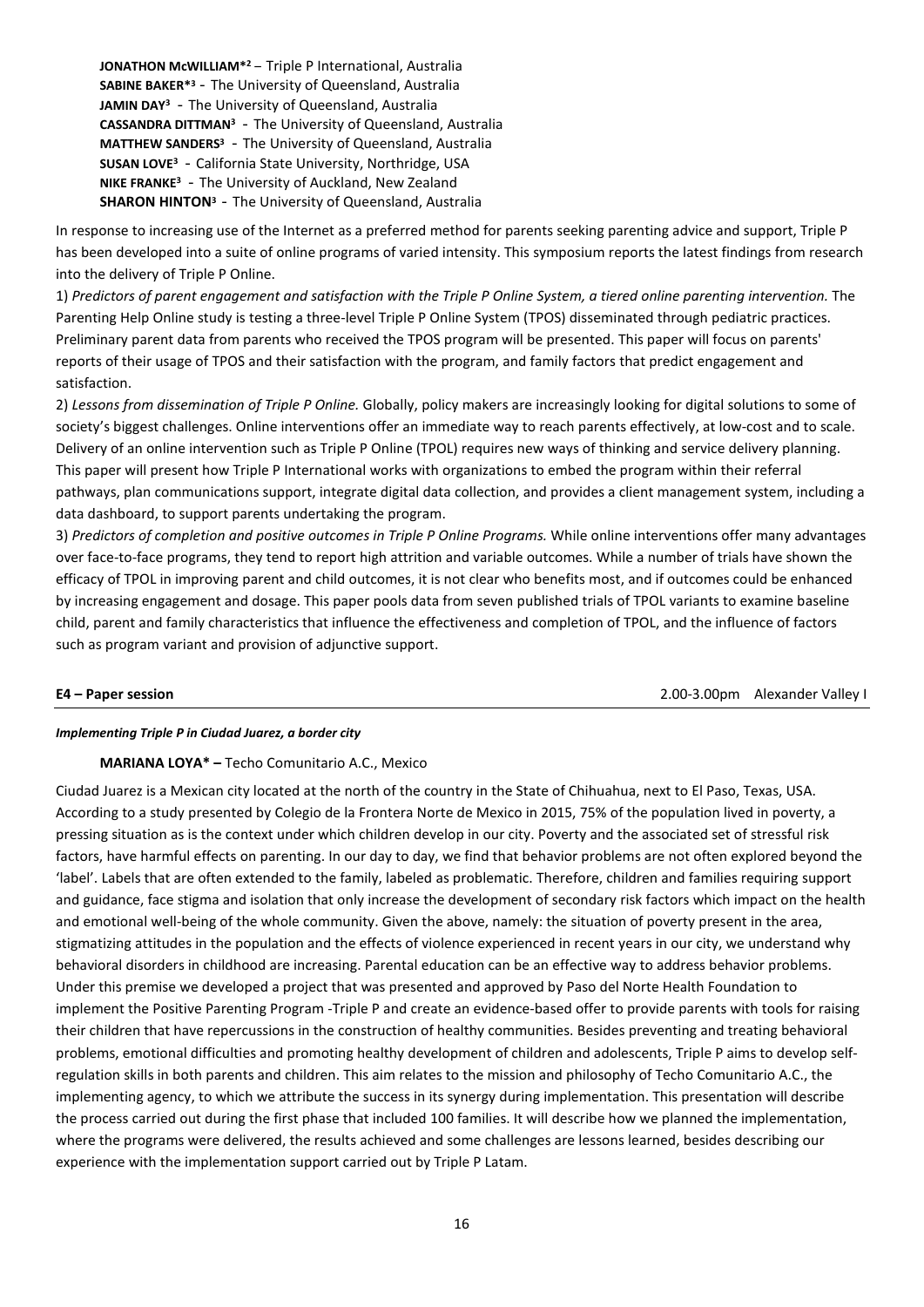**JONATHON McWILLIAM***[2] – Triple P International, Australia
**SABINE BAKER***[3] - The University of Queensland, Australia
**JAMIN DAY**[3] - The University of Queensland, Australia
**CASSANDRA DITTMAN**[3] - The University of Queensland, Australia
**MATTHEW SANDERS**[3] - The University of Queensland, Australia
**SUSAN LOVE**[3] - California State University, Northridge, USA
**NIKE FRANKE**[3] - The University of Auckland, New Zealand
**SHARON HINTON**[3] - The University of Queensland, Australia

In response to increasing use of the Internet as a preferred method for parents seeking parenting advice and support, Triple P has been developed into a suite of online programs of varied intensity. This symposium reports the latest findings from research into the delivery of Triple P Online.

1) *Predictors of parent engagement and satisfaction with the Triple P Online System, a tiered online parenting intervention.* The Parenting Help Online study is testing a three-level Triple P Online System (TPOS) disseminated through pediatric practices. Preliminary parent data from parents who received the TPOS program will be presented. This paper will focus on parents' reports of their usage of TPOS and their satisfaction with the program, and family factors that predict engagement and satisfaction.

2) *Lessons from dissemination of Triple P Online.* Globally, policy makers are increasingly looking for digital solutions to some of society's biggest challenges. Online interventions offer an immediate way to reach parents effectively, at low-cost and to scale. Delivery of an online intervention such as Triple P Online (TPOL) requires new ways of thinking and service delivery planning. This paper will present how Triple P International works with organizations to embed the program within their referral pathways, plan communications support, integrate digital data collection, and provides a client management system, including a data dashboard, to support parents undertaking the program.

3) *Predictors of completion and positive outcomes in Triple P Online Programs.* While online interventions offer many advantages over face-to-face programs, they tend to report high attrition and variable outcomes. While a number of trials have shown the efficacy of TPOL in improving parent and child outcomes, it is not clear who benefits most, and if outcomes could be enhanced by increasing engagement and dosage. This paper pools data from seven published trials of TPOL variants to examine baseline child, parent and family characteristics that influence the effectiveness and completion of TPOL, and the influence of factors such as program variant and provision of adjunctive support.

**E4 – Paper session** 2.00-3.00pm Alexander Valley I

***Implementing Triple P in Ciudad Juarez, a border city***

**MARIANA LOYA* –** Techo Comunitario A.C., Mexico

Ciudad Juarez is a Mexican city located at the north of the country in the State of Chihuahua, next to El Paso, Texas, USA. According to a study presented by Colegio de la Frontera Norte de Mexico in 2015, 75% of the population lived in poverty, a pressing situation as is the context under which children develop in our city. Poverty and the associated set of stressful risk factors, have harmful effects on parenting. In our day to day, we find that behavior problems are not often explored beyond the 'label'. Labels that are often extended to the family, labeled as problematic. Therefore, children and families requiring support and guidance, face stigma and isolation that only increase the development of secondary risk factors which impact on the health and emotional well-being of the whole community. Given the above, namely: the situation of poverty present in the area, stigmatizing attitudes in the population and the effects of violence experienced in recent years in our city, we understand why behavioral disorders in childhood are increasing. Parental education can be an effective way to address behavior problems. Under this premise we developed a project that was presented and approved by Paso del Norte Health Foundation to implement the Positive Parenting Program -Triple P and create an evidence-based offer to provide parents with tools for raising their children that have repercussions in the construction of healthy communities. Besides preventing and treating behavioral problems, emotional difficulties and promoting healthy development of children and adolescents, Triple P aims to develop self-regulation skills in both parents and children. This aim relates to the mission and philosophy of Techo Comunitario A.C., the implementing agency, to which we attribute the success in its synergy during implementation. This presentation will describe the process carried out during the first phase that included 100 families. It will describe how we planned the implementation, where the programs were delivered, the results achieved and some challenges are lessons learned, besides describing our experience with the implementation support carried out by Triple P Latam.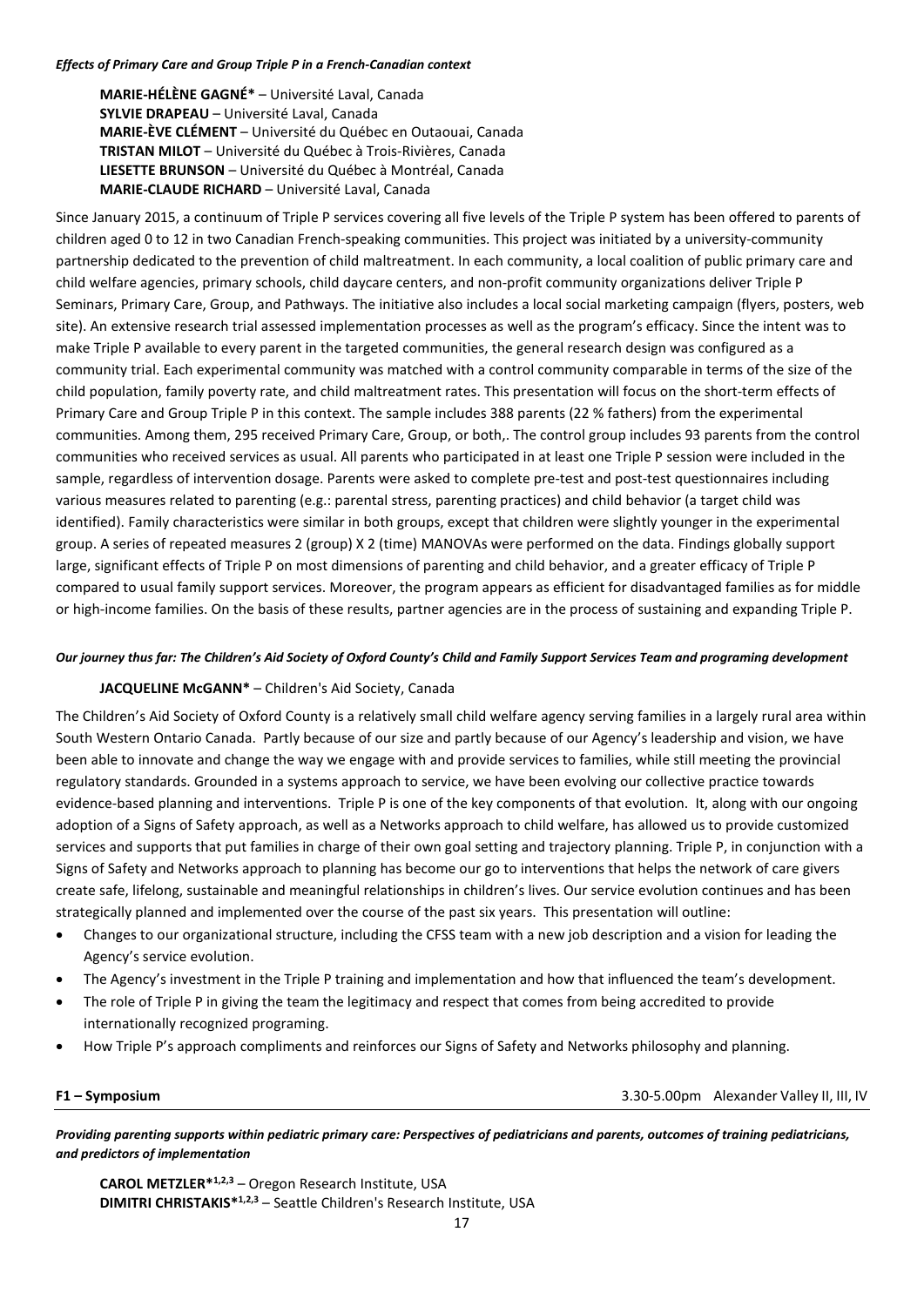***Effects of Primary Care and Group Triple P in a French-Canadian context***

**MARIE-HÉLÈNE GAGNÉ*** – Université Laval, Canada
**SYLVIE DRAPEAU** – Université Laval, Canada
**MARIE-ÈVE CLÉMENT** – Université du Québec en Outaouai, Canada
**TRISTAN MILOT** – Université du Québec à Trois-Rivières, Canada
**LIESETTE BRUNSON** – Université du Québec à Montréal, Canada
**MARIE-CLAUDE RICHARD** – Université Laval, Canada

Since January 2015, a continuum of Triple P services covering all five levels of the Triple P system has been offered to parents of children aged 0 to 12 in two Canadian French-speaking communities. This project was initiated by a university-community partnership dedicated to the prevention of child maltreatment. In each community, a local coalition of public primary care and child welfare agencies, primary schools, child daycare centers, and non-profit community organizations deliver Triple P Seminars, Primary Care, Group, and Pathways. The initiative also includes a local social marketing campaign (flyers, posters, web site). An extensive research trial assessed implementation processes as well as the program's efficacy. Since the intent was to make Triple P available to every parent in the targeted communities, the general research design was configured as a community trial. Each experimental community was matched with a control community comparable in terms of the size of the child population, family poverty rate, and child maltreatment rates. This presentation will focus on the short-term effects of Primary Care and Group Triple P in this context. The sample includes 388 parents (22 % fathers) from the experimental communities. Among them, 295 received Primary Care, Group, or both,. The control group includes 93 parents from the control communities who received services as usual. All parents who participated in at least one Triple P session were included in the sample, regardless of intervention dosage. Parents were asked to complete pre-test and post-test questionnaires including various measures related to parenting (e.g.: parental stress, parenting practices) and child behavior (a target child was identified). Family characteristics were similar in both groups, except that children were slightly younger in the experimental group. A series of repeated measures 2 (group) X 2 (time) MANOVAs were performed on the data. Findings globally support large, significant effects of Triple P on most dimensions of parenting and child behavior, and a greater efficacy of Triple P compared to usual family support services. Moreover, the program appears as efficient for disadvantaged families as for middle or high-income families. On the basis of these results, partner agencies are in the process of sustaining and expanding Triple P.

***Our journey thus far: The Children's Aid Society of Oxford County's Child and Family Support Services Team and programing development***

**JACQUELINE McGANN*** – Children's Aid Society, Canada

The Children's Aid Society of Oxford County is a relatively small child welfare agency serving families in a largely rural area within South Western Ontario Canada. Partly because of our size and partly because of our Agency's leadership and vision, we have been able to innovate and change the way we engage with and provide services to families, while still meeting the provincial regulatory standards. Grounded in a systems approach to service, we have been evolving our collective practice towards evidence-based planning and interventions. Triple P is one of the key components of that evolution. It, along with our ongoing adoption of a Signs of Safety approach, as well as a Networks approach to child welfare, has allowed us to provide customized services and supports that put families in charge of their own goal setting and trajectory planning. Triple P, in conjunction with a Signs of Safety and Networks approach to planning has become our go to interventions that helps the network of care givers create safe, lifelong, sustainable and meaningful relationships in children's lives. Our service evolution continues and has been strategically planned and implemented over the course of the past six years. This presentation will outline:

- Changes to our organizational structure, including the CFSS team with a new job description and a vision for leading the Agency's service evolution.
- The Agency's investment in the Triple P training and implementation and how that influenced the team's development.
- The role of Triple P in giving the team the legitimacy and respect that comes from being accredited to provide internationally recognized programing.
- How Triple P's approach compliments and reinforces our Signs of Safety and Networks philosophy and planning.

**F1 – Symposium** 3.30-5.00pm Alexander Valley II, III, IV

***Providing parenting supports within pediatric primary care: Perspectives of pediatricians and parents, outcomes of training pediatricians, and predictors of implementation***

**CAROL METZLER*[1,2,3]** – Oregon Research Institute, USA
**DIMITRI CHRISTAKIS*[1,2,3]** – Seattle Children's Research Institute, USA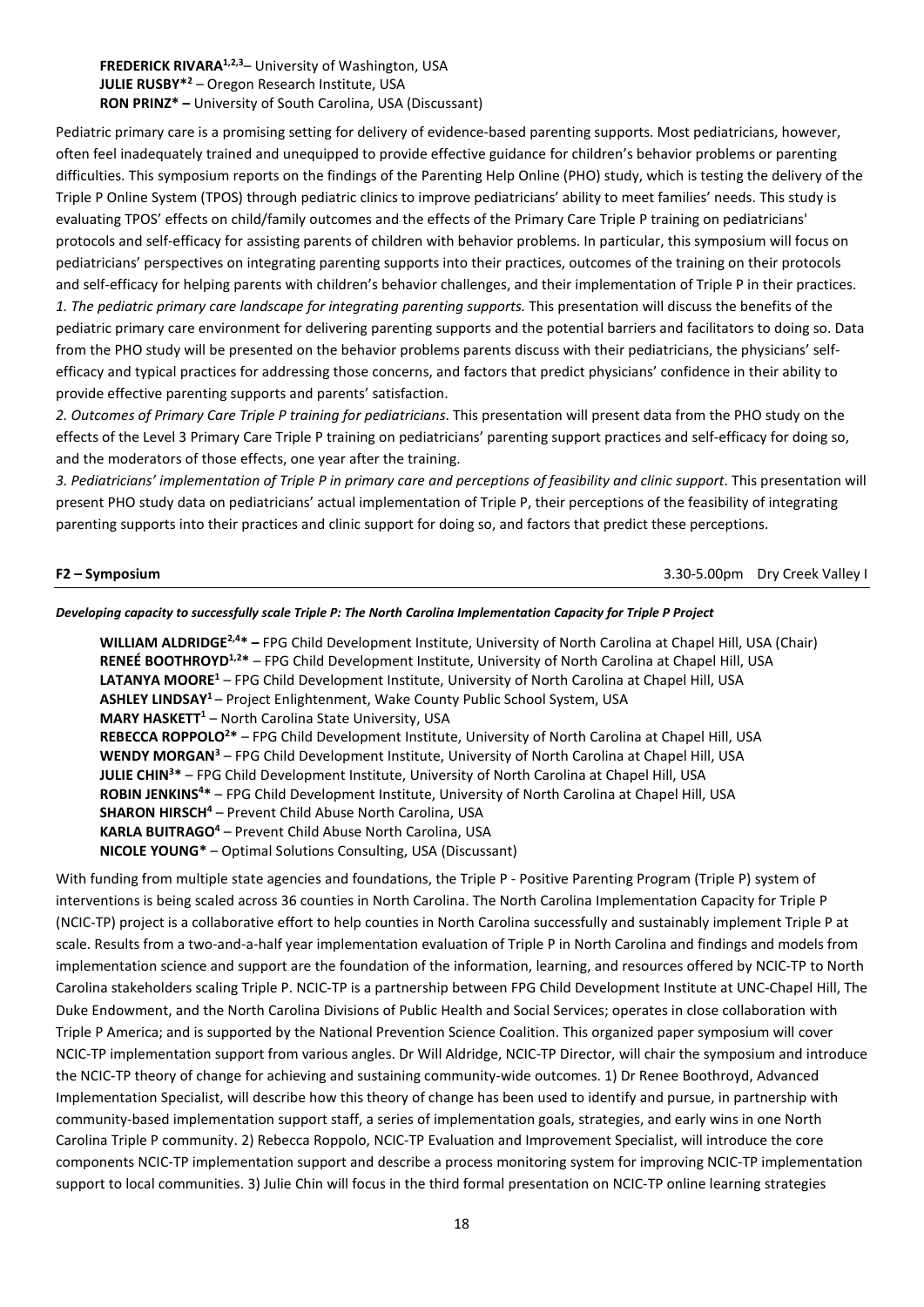**FREDERICK RIVARA**[1,2,3]– University of Washington, USA
**JULIE RUSBY***[2] – Oregon Research Institute, USA
**RON PRINZ* –** University of South Carolina, USA (Discussant)

Pediatric primary care is a promising setting for delivery of evidence-based parenting supports. Most pediatricians, however, often feel inadequately trained and unequipped to provide effective guidance for children's behavior problems or parenting difficulties. This symposium reports on the findings of the Parenting Help Online (PHO) study, which is testing the delivery of the Triple P Online System (TPOS) through pediatric clinics to improve pediatricians' ability to meet families' needs. This study is evaluating TPOS' effects on child/family outcomes and the effects of the Primary Care Triple P training on pediatricians' protocols and self-efficacy for assisting parents of children with behavior problems. In particular, this symposium will focus on pediatricians' perspectives on integrating parenting supports into their practices, outcomes of the training on their protocols and self-efficacy for helping parents with children's behavior challenges, and their implementation of Triple P in their practices.

*1. The pediatric primary care landscape for integrating parenting supports.* This presentation will discuss the benefits of the pediatric primary care environment for delivering parenting supports and the potential barriers and facilitators to doing so. Data from the PHO study will be presented on the behavior problems parents discuss with their pediatricians, the physicians' self-efficacy and typical practices for addressing those concerns, and factors that predict physicians' confidence in their ability to provide effective parenting supports and parents' satisfaction.

*2. Outcomes of Primary Care Triple P training for pediatricians*. This presentation will present data from the PHO study on the effects of the Level 3 Primary Care Triple P training on pediatricians' parenting support practices and self-efficacy for doing so, and the moderators of those effects, one year after the training.

*3. Pediatricians' implementation of Triple P in primary care and perceptions of feasibility and clinic support*. This presentation will present PHO study data on pediatricians' actual implementation of Triple P, their perceptions of the feasibility of integrating parenting supports into their practices and clinic support for doing so, and factors that predict these perceptions.

**F2 – Symposium** 3.30-5.00pm Dry Creek Valley I

***Developing capacity to successfully scale Triple P: The North Carolina Implementation Capacity for Triple P Project***

**WILLIAM ALDRIDGE**[2,4]* – FPG Child Development Institute, University of North Carolina at Chapel Hill, USA (Chair)
**RENEÉ BOOTHROYD**[1,2]* – FPG Child Development Institute, University of North Carolina at Chapel Hill, USA
**LATANYA MOORE**[1] – FPG Child Development Institute, University of North Carolina at Chapel Hill, USA
**ASHLEY LINDSAY**[1] – Project Enlightenment, Wake County Public School System, USA
**MARY HASKETT**[1] – North Carolina State University, USA
**REBECCA ROPPOLO**[2]* – FPG Child Development Institute, University of North Carolina at Chapel Hill, USA
**WENDY MORGAN**[3] – FPG Child Development Institute, University of North Carolina at Chapel Hill, USA
**JULIE CHIN**[3]* – FPG Child Development Institute, University of North Carolina at Chapel Hill, USA
**ROBIN JENKINS**[4]* – FPG Child Development Institute, University of North Carolina at Chapel Hill, USA
**SHARON HIRSCH**[4] – Prevent Child Abuse North Carolina, USA
**KARLA BUITRAGO**[4] – Prevent Child Abuse North Carolina, USA
**NICOLE YOUNG*** – Optimal Solutions Consulting, USA (Discussant)

With funding from multiple state agencies and foundations, the Triple P - Positive Parenting Program (Triple P) system of interventions is being scaled across 36 counties in North Carolina. The North Carolina Implementation Capacity for Triple P (NCIC-TP) project is a collaborative effort to help counties in North Carolina successfully and sustainably implement Triple P at scale. Results from a two-and-a-half year implementation evaluation of Triple P in North Carolina and findings and models from implementation science and support are the foundation of the information, learning, and resources offered by NCIC-TP to North Carolina stakeholders scaling Triple P. NCIC-TP is a partnership between FPG Child Development Institute at UNC-Chapel Hill, The Duke Endowment, and the North Carolina Divisions of Public Health and Social Services; operates in close collaboration with Triple P America; and is supported by the National Prevention Science Coalition. This organized paper symposium will cover NCIC-TP implementation support from various angles. Dr Will Aldridge, NCIC-TP Director, will chair the symposium and introduce the NCIC-TP theory of change for achieving and sustaining community-wide outcomes. 1) Dr Renee Boothroyd, Advanced Implementation Specialist, will describe how this theory of change has been used to identify and pursue, in partnership with community-based implementation support staff, a series of implementation goals, strategies, and early wins in one North Carolina Triple P community. 2) Rebecca Roppolo, NCIC-TP Evaluation and Improvement Specialist, will introduce the core components NCIC-TP implementation support and describe a process monitoring system for improving NCIC-TP implementation support to local communities. 3) Julie Chin will focus in the third formal presentation on NCIC-TP online learning strategies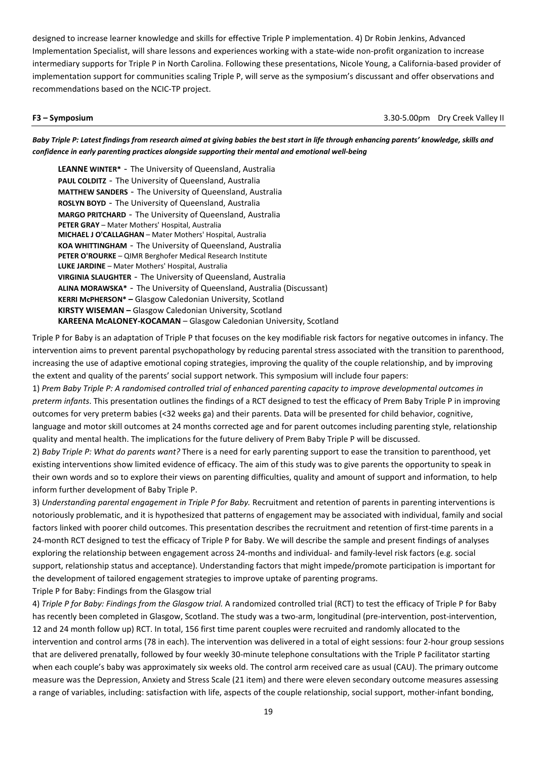designed to increase learner knowledge and skills for effective Triple P implementation. 4) Dr Robin Jenkins, Advanced Implementation Specialist, will share lessons and experiences working with a state-wide non-profit organization to increase intermediary supports for Triple P in North Carolina. Following these presentations, Nicole Young, a California-based provider of implementation support for communities scaling Triple P, will serve as the symposium's discussant and offer observations and recommendations based on the NCIC-TP project.

**F3 – Symposium** 3.30-5.00pm Dry Creek Valley II

***Baby Triple P: Latest findings from research aimed at giving babies the best start in life through enhancing parents' knowledge, skills and confidence in early parenting practices alongside supporting their mental and emotional well-being***

**LEANNE WINTER*** - The University of Queensland, Australia
**PAUL COLDITZ** - The University of Queensland, Australia
**MATTHEW SANDERS** - The University of Queensland, Australia
**ROSLYN BOYD** - The University of Queensland, Australia
**MARGO PRITCHARD** - The University of Queensland, Australia
**PETER GRAY** – Mater Mothers' Hospital, Australia
**MICHAEL J O'CALLAGHAN** – Mater Mothers' Hospital, Australia
**KOA WHITTINGHAM** - The University of Queensland, Australia
**PETER O'ROURKE** – QIMR Berghofer Medical Research Institute
**LUKE JARDINE** – Mater Mothers' Hospital, Australia
**VIRGINIA SLAUGHTER** - The University of Queensland, Australia
**ALINA MORAWSKA*** - The University of Queensland, Australia (Discussant)
**KERRI McPHERSON* –** Glasgow Caledonian University, Scotland
**KIRSTY WISEMAN –** Glasgow Caledonian University, Scotland
**KAREENA McALONEY-KOCAMAN** – Glasgow Caledonian University, Scotland

Triple P for Baby is an adaptation of Triple P that focuses on the key modifiable risk factors for negative outcomes in infancy. The intervention aims to prevent parental psychopathology by reducing parental stress associated with the transition to parenthood, increasing the use of adaptive emotional coping strategies, improving the quality of the couple relationship, and by improving the extent and quality of the parents' social support network. This symposium will include four papers:

1) *Prem Baby Triple P: A randomised controlled trial of enhanced parenting capacity to improve developmental outcomes in preterm infants*. This presentation outlines the findings of a RCT designed to test the efficacy of Prem Baby Triple P in improving outcomes for very preterm babies (<32 weeks ga) and their parents. Data will be presented for child behavior, cognitive, language and motor skill outcomes at 24 months corrected age and for parent outcomes including parenting style, relationship quality and mental health. The implications for the future delivery of Prem Baby Triple P will be discussed.

2) *Baby Triple P: What do parents want?* There is a need for early parenting support to ease the transition to parenthood, yet existing interventions show limited evidence of efficacy. The aim of this study was to give parents the opportunity to speak in their own words and so to explore their views on parenting difficulties, quality and amount of support and information, to help inform further development of Baby Triple P.

3) *Understanding parental engagement in Triple P for Baby.* Recruitment and retention of parents in parenting interventions is notoriously problematic, and it is hypothesized that patterns of engagement may be associated with individual, family and social factors linked with poorer child outcomes. This presentation describes the recruitment and retention of first-time parents in a 24-month RCT designed to test the efficacy of Triple P for Baby. We will describe the sample and present findings of analyses exploring the relationship between engagement across 24-months and individual- and family-level risk factors (e.g. social support, relationship status and acceptance). Understanding factors that might impede/promote participation is important for the development of tailored engagement strategies to improve uptake of parenting programs.

Triple P for Baby: Findings from the Glasgow trial

4) *Triple P for Baby: Findings from the Glasgow trial.* A randomized controlled trial (RCT) to test the efficacy of Triple P for Baby has recently been completed in Glasgow, Scotland. The study was a two-arm, longitudinal (pre-intervention, post-intervention, 12 and 24 month follow up) RCT. In total, 156 first time parent couples were recruited and randomly allocated to the intervention and control arms (78 in each). The intervention was delivered in a total of eight sessions: four 2-hour group sessions that are delivered prenatally, followed by four weekly 30-minute telephone consultations with the Triple P facilitator starting when each couple's baby was approximately six weeks old. The control arm received care as usual (CAU). The primary outcome measure was the Depression, Anxiety and Stress Scale (21 item) and there were eleven secondary outcome measures assessing a range of variables, including: satisfaction with life, aspects of the couple relationship, social support, mother-infant bonding,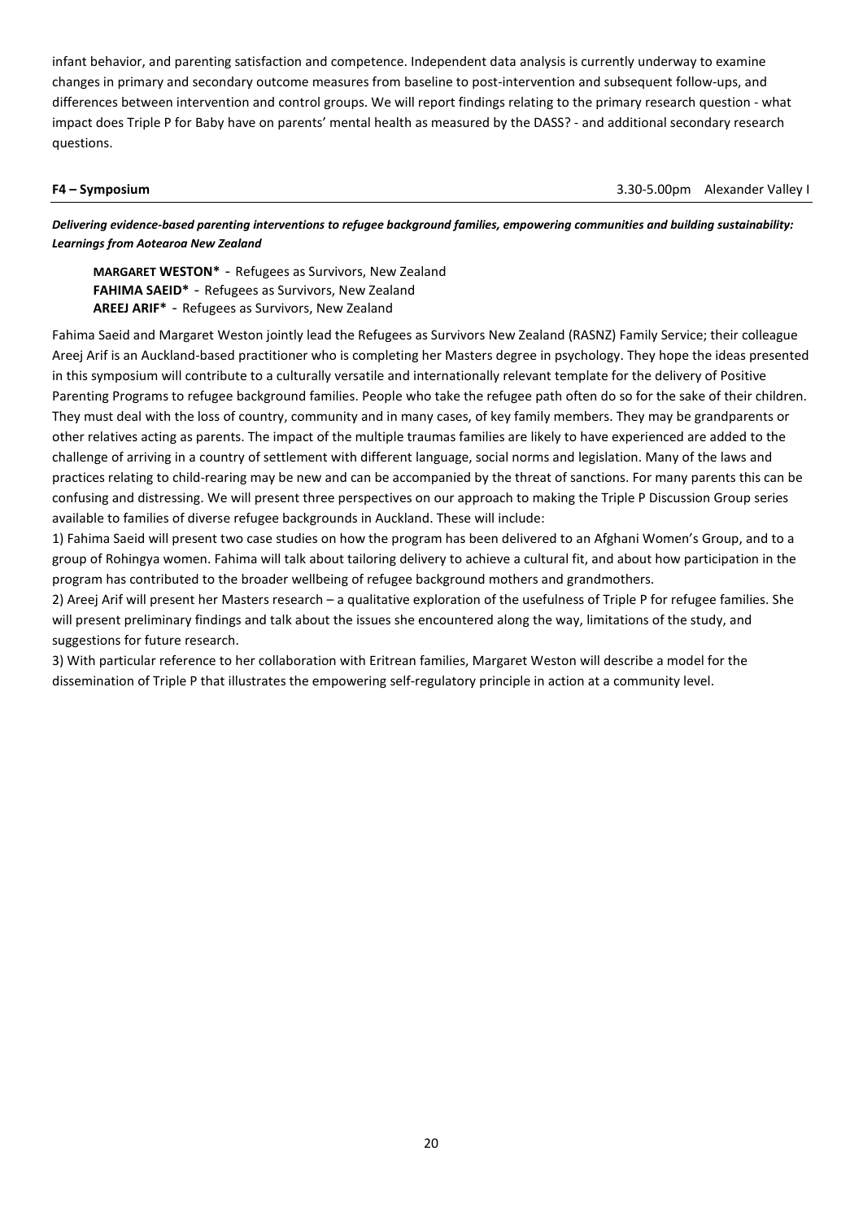infant behavior, and parenting satisfaction and competence. Independent data analysis is currently underway to examine changes in primary and secondary outcome measures from baseline to post-intervention and subsequent follow-ups, and differences between intervention and control groups. We will report findings relating to the primary research question - what impact does Triple P for Baby have on parents' mental health as measured by the DASS? - and additional secondary research questions.

**F4 – Symposium** 3.30-5.00pm Alexander Valley I

***Delivering evidence-based parenting interventions to refugee background families, empowering communities and building sustainability: Learnings from Aotearoa New Zealand***

**MARGARET WESTON*** - Refugees as Survivors, New Zealand
**FAHIMA SAEID*** - Refugees as Survivors, New Zealand
**AREEJ ARIF*** - Refugees as Survivors, New Zealand

Fahima Saeid and Margaret Weston jointly lead the Refugees as Survivors New Zealand (RASNZ) Family Service; their colleague Areej Arif is an Auckland-based practitioner who is completing her Masters degree in psychology. They hope the ideas presented in this symposium will contribute to a culturally versatile and internationally relevant template for the delivery of Positive Parenting Programs to refugee background families. People who take the refugee path often do so for the sake of their children. They must deal with the loss of country, community and in many cases, of key family members. They may be grandparents or other relatives acting as parents. The impact of the multiple traumas families are likely to have experienced are added to the challenge of arriving in a country of settlement with different language, social norms and legislation. Many of the laws and practices relating to child-rearing may be new and can be accompanied by the threat of sanctions. For many parents this can be confusing and distressing. We will present three perspectives on our approach to making the Triple P Discussion Group series available to families of diverse refugee backgrounds in Auckland. These will include:

1) Fahima Saeid will present two case studies on how the program has been delivered to an Afghani Women's Group, and to a group of Rohingya women. Fahima will talk about tailoring delivery to achieve a cultural fit, and about how participation in the program has contributed to the broader wellbeing of refugee background mothers and grandmothers.
2) Areej Arif will present her Masters research – a qualitative exploration of the usefulness of Triple P for refugee families. She will present preliminary findings and talk about the issues she encountered along the way, limitations of the study, and suggestions for future research.
3) With particular reference to her collaboration with Eritrean families, Margaret Weston will describe a model for the dissemination of Triple P that illustrates the empowering self-regulatory principle in action at a community level.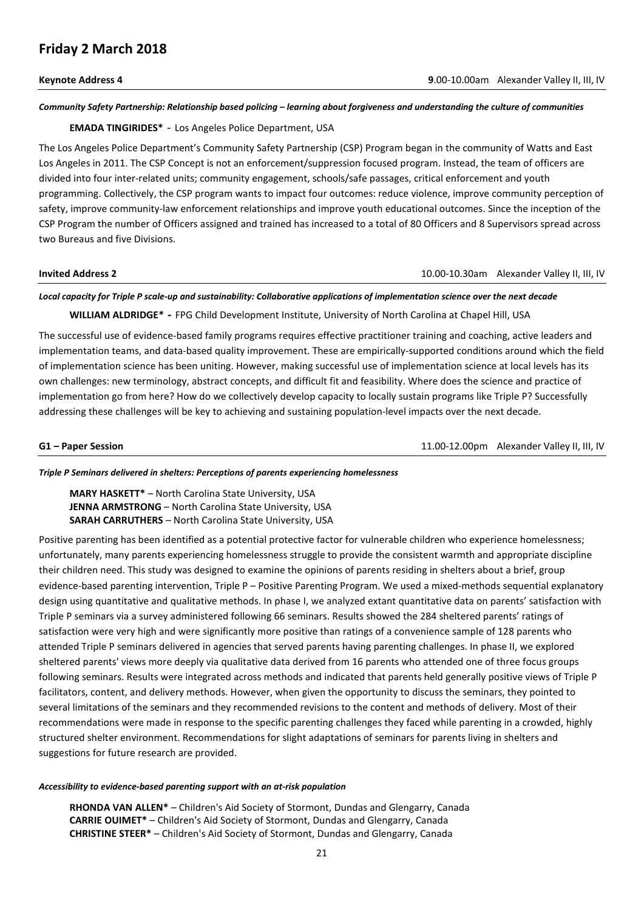# Friday 2 March 2018

**Keynote Address 4** — **9**.00-10.00am Alexander Valley II, III, IV

***Community Safety Partnership: Relationship based policing – learning about forgiveness and understanding the culture of communities***

**EMADA TINGIRIDES*** - Los Angeles Police Department, USA

The Los Angeles Police Department's Community Safety Partnership (CSP) Program began in the community of Watts and East Los Angeles in 2011. The CSP Concept is not an enforcement/suppression focused program. Instead, the team of officers are divided into four inter-related units; community engagement, schools/safe passages, critical enforcement and youth programming. Collectively, the CSP program wants to impact four outcomes: reduce violence, improve community perception of safety, improve community-law enforcement relationships and improve youth educational outcomes. Since the inception of the CSP Program the number of Officers assigned and trained has increased to a total of 80 Officers and 8 Supervisors spread across two Bureaus and five Divisions.

**Invited Address 2** — 10.00-10.30am Alexander Valley II, III, IV

***Local capacity for Triple P scale-up and sustainability: Collaborative applications of implementation science over the next decade***

**WILLIAM ALDRIDGE* -** FPG Child Development Institute, University of North Carolina at Chapel Hill, USA

The successful use of evidence-based family programs requires effective practitioner training and coaching, active leaders and implementation teams, and data-based quality improvement. These are empirically-supported conditions around which the field of implementation science has been uniting. However, making successful use of implementation science at local levels has its own challenges: new terminology, abstract concepts, and difficult fit and feasibility. Where does the science and practice of implementation go from here? How do we collectively develop capacity to locally sustain programs like Triple P? Successfully addressing these challenges will be key to achieving and sustaining population-level impacts over the next decade.

**G1 – Paper Session** — 11.00-12.00pm Alexander Valley II, III, IV

***Triple P Seminars delivered in shelters: Perceptions of parents experiencing homelessness***

**MARY HASKETT*** – North Carolina State University, USA
**JENNA ARMSTRONG** – North Carolina State University, USA
**SARAH CARRUTHERS** – North Carolina State University, USA

Positive parenting has been identified as a potential protective factor for vulnerable children who experience homelessness; unfortunately, many parents experiencing homelessness struggle to provide the consistent warmth and appropriate discipline their children need. This study was designed to examine the opinions of parents residing in shelters about a brief, group evidence-based parenting intervention, Triple P – Positive Parenting Program. We used a mixed-methods sequential explanatory design using quantitative and qualitative methods. In phase I, we analyzed extant quantitative data on parents' satisfaction with Triple P seminars via a survey administered following 66 seminars. Results showed the 284 sheltered parents' ratings of satisfaction were very high and were significantly more positive than ratings of a convenience sample of 128 parents who attended Triple P seminars delivered in agencies that served parents having parenting challenges. In phase II, we explored sheltered parents' views more deeply via qualitative data derived from 16 parents who attended one of three focus groups following seminars. Results were integrated across methods and indicated that parents held generally positive views of Triple P facilitators, content, and delivery methods. However, when given the opportunity to discuss the seminars, they pointed to several limitations of the seminars and they recommended revisions to the content and methods of delivery. Most of their recommendations were made in response to the specific parenting challenges they faced while parenting in a crowded, highly structured shelter environment. Recommendations for slight adaptations of seminars for parents living in shelters and suggestions for future research are provided.

***Accessibility to evidence-based parenting support with an at-risk population***

**RHONDA VAN ALLEN*** – Children's Aid Society of Stormont, Dundas and Glengarry, Canada
**CARRIE OUIMET*** – Children's Aid Society of Stormont, Dundas and Glengarry, Canada
**CHRISTINE STEER*** – Children's Aid Society of Stormont, Dundas and Glengarry, Canada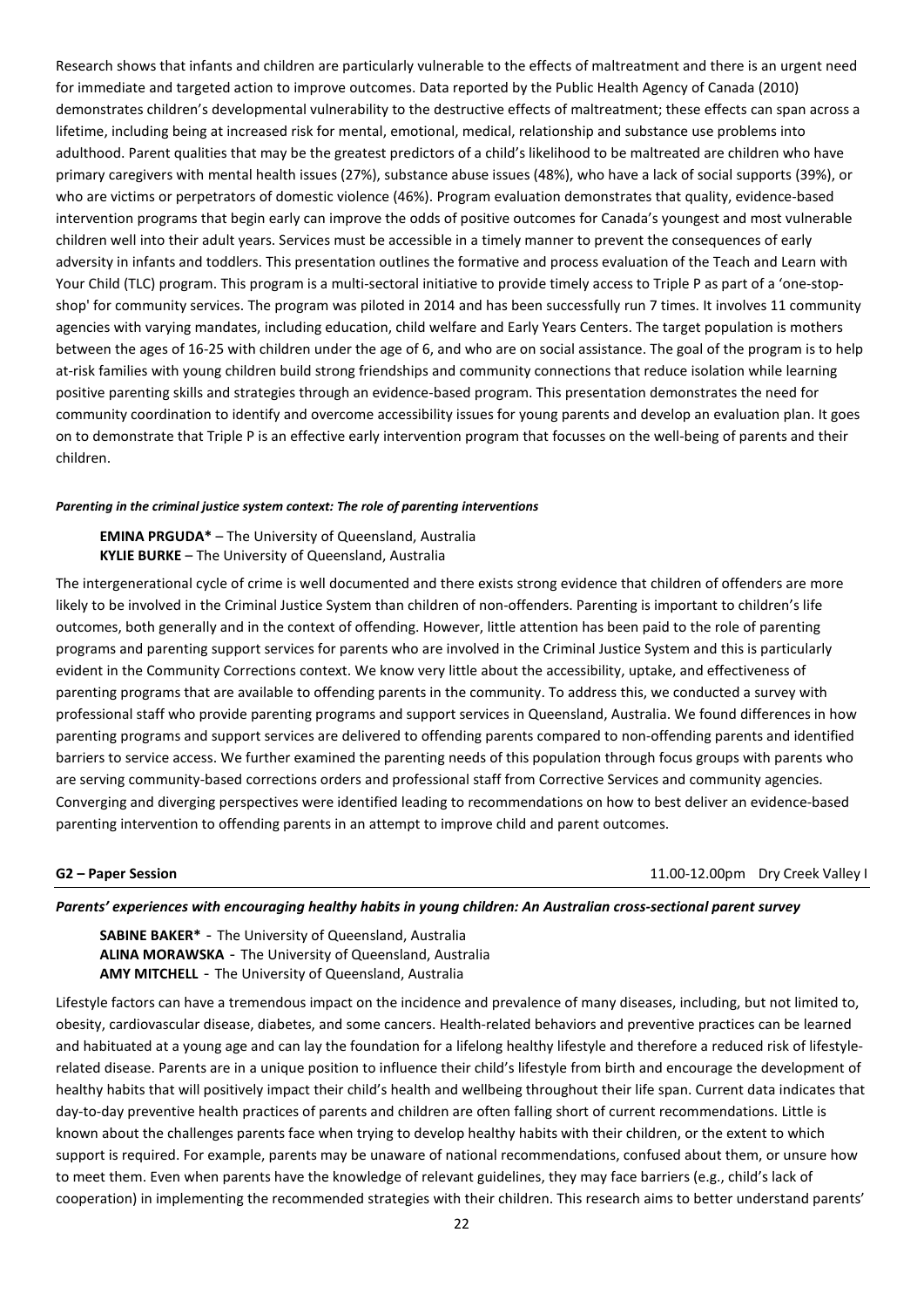Research shows that infants and children are particularly vulnerable to the effects of maltreatment and there is an urgent need for immediate and targeted action to improve outcomes. Data reported by the Public Health Agency of Canada (2010) demonstrates children's developmental vulnerability to the destructive effects of maltreatment; these effects can span across a lifetime, including being at increased risk for mental, emotional, medical, relationship and substance use problems into adulthood. Parent qualities that may be the greatest predictors of a child's likelihood to be maltreated are children who have primary caregivers with mental health issues (27%), substance abuse issues (48%), who have a lack of social supports (39%), or who are victims or perpetrators of domestic violence (46%). Program evaluation demonstrates that quality, evidence-based intervention programs that begin early can improve the odds of positive outcomes for Canada's youngest and most vulnerable children well into their adult years. Services must be accessible in a timely manner to prevent the consequences of early adversity in infants and toddlers. This presentation outlines the formative and process evaluation of the Teach and Learn with Your Child (TLC) program. This program is a multi-sectoral initiative to provide timely access to Triple P as part of a 'one-stop-shop' for community services. The program was piloted in 2014 and has been successfully run 7 times. It involves 11 community agencies with varying mandates, including education, child welfare and Early Years Centers. The target population is mothers between the ages of 16-25 with children under the age of 6, and who are on social assistance. The goal of the program is to help at-risk families with young children build strong friendships and community connections that reduce isolation while learning positive parenting skills and strategies through an evidence-based program. This presentation demonstrates the need for community coordination to identify and overcome accessibility issues for young parents and develop an evaluation plan. It goes on to demonstrate that Triple P is an effective early intervention program that focusses on the well-being of parents and their children.

***Parenting in the criminal justice system context: The role of parenting interventions***

**EMINA PRGUDA*** – The University of Queensland, Australia
**KYLIE BURKE** – The University of Queensland, Australia

The intergenerational cycle of crime is well documented and there exists strong evidence that children of offenders are more likely to be involved in the Criminal Justice System than children of non-offenders. Parenting is important to children's life outcomes, both generally and in the context of offending. However, little attention has been paid to the role of parenting programs and parenting support services for parents who are involved in the Criminal Justice System and this is particularly evident in the Community Corrections context. We know very little about the accessibility, uptake, and effectiveness of parenting programs that are available to offending parents in the community. To address this, we conducted a survey with professional staff who provide parenting programs and support services in Queensland, Australia. We found differences in how parenting programs and support services are delivered to offending parents compared to non-offending parents and identified barriers to service access. We further examined the parenting needs of this population through focus groups with parents who are serving community-based corrections orders and professional staff from Corrective Services and community agencies. Converging and diverging perspectives were identified leading to recommendations on how to best deliver an evidence-based parenting intervention to offending parents in an attempt to improve child and parent outcomes.

**G2 – Paper Session** 11.00-12.00pm Dry Creek Valley I

***Parents' experiences with encouraging healthy habits in young children: An Australian cross-sectional parent survey***

**SABINE BAKER*** - The University of Queensland, Australia
**ALINA MORAWSKA** - The University of Queensland, Australia
**AMY MITCHELL** - The University of Queensland, Australia

Lifestyle factors can have a tremendous impact on the incidence and prevalence of many diseases, including, but not limited to, obesity, cardiovascular disease, diabetes, and some cancers. Health-related behaviors and preventive practices can be learned and habituated at a young age and can lay the foundation for a lifelong healthy lifestyle and therefore a reduced risk of lifestyle-related disease. Parents are in a unique position to influence their child's lifestyle from birth and encourage the development of healthy habits that will positively impact their child's health and wellbeing throughout their life span. Current data indicates that day-to-day preventive health practices of parents and children are often falling short of current recommendations. Little is known about the challenges parents face when trying to develop healthy habits with their children, or the extent to which support is required. For example, parents may be unaware of national recommendations, confused about them, or unsure how to meet them. Even when parents have the knowledge of relevant guidelines, they may face barriers (e.g., child's lack of cooperation) in implementing the recommended strategies with their children. This research aims to better understand parents'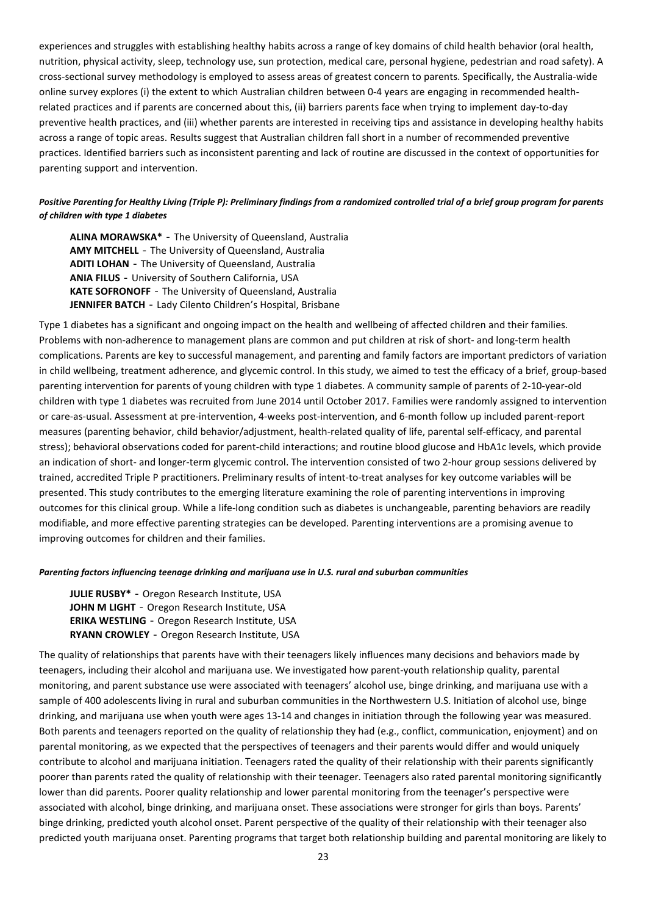experiences and struggles with establishing healthy habits across a range of key domains of child health behavior (oral health, nutrition, physical activity, sleep, technology use, sun protection, medical care, personal hygiene, pedestrian and road safety). A cross-sectional survey methodology is employed to assess areas of greatest concern to parents. Specifically, the Australia-wide online survey explores (i) the extent to which Australian children between 0-4 years are engaging in recommended health-related practices and if parents are concerned about this, (ii) barriers parents face when trying to implement day-to-day preventive health practices, and (iii) whether parents are interested in receiving tips and assistance in developing healthy habits across a range of topic areas. Results suggest that Australian children fall short in a number of recommended preventive practices. Identified barriers such as inconsistent parenting and lack of routine are discussed in the context of opportunities for parenting support and intervention.

***Positive Parenting for Healthy Living (Triple P): Preliminary findings from a randomized controlled trial of a brief group program for parents of children with type 1 diabetes***

**ALINA MORAWSKA*** - The University of Queensland, Australia
**AMY MITCHELL** - The University of Queensland, Australia
**ADITI LOHAN** - The University of Queensland, Australia
**ANIA FILUS** - University of Southern California, USA
**KATE SOFRONOFF** - The University of Queensland, Australia
**JENNIFER BATCH** - Lady Cilento Children's Hospital, Brisbane

Type 1 diabetes has a significant and ongoing impact on the health and wellbeing of affected children and their families. Problems with non-adherence to management plans are common and put children at risk of short- and long-term health complications. Parents are key to successful management, and parenting and family factors are important predictors of variation in child wellbeing, treatment adherence, and glycemic control. In this study, we aimed to test the efficacy of a brief, group-based parenting intervention for parents of young children with type 1 diabetes. A community sample of parents of 2-10-year-old children with type 1 diabetes was recruited from June 2014 until October 2017. Families were randomly assigned to intervention or care-as-usual. Assessment at pre-intervention, 4-weeks post-intervention, and 6-month follow up included parent-report measures (parenting behavior, child behavior/adjustment, health-related quality of life, parental self-efficacy, and parental stress); behavioral observations coded for parent-child interactions; and routine blood glucose and HbA1c levels, which provide an indication of short- and longer-term glycemic control. The intervention consisted of two 2-hour group sessions delivered by trained, accredited Triple P practitioners. Preliminary results of intent-to-treat analyses for key outcome variables will be presented. This study contributes to the emerging literature examining the role of parenting interventions in improving outcomes for this clinical group. While a life-long condition such as diabetes is unchangeable, parenting behaviors are readily modifiable, and more effective parenting strategies can be developed. Parenting interventions are a promising avenue to improving outcomes for children and their families.

***Parenting factors influencing teenage drinking and marijuana use in U.S. rural and suburban communities***

**JULIE RUSBY*** - Oregon Research Institute, USA
**JOHN M LIGHT** - Oregon Research Institute, USA
**ERIKA WESTLING** - Oregon Research Institute, USA
**RYANN CROWLEY** - Oregon Research Institute, USA

The quality of relationships that parents have with their teenagers likely influences many decisions and behaviors made by teenagers, including their alcohol and marijuana use. We investigated how parent-youth relationship quality, parental monitoring, and parent substance use were associated with teenagers' alcohol use, binge drinking, and marijuana use with a sample of 400 adolescents living in rural and suburban communities in the Northwestern U.S. Initiation of alcohol use, binge drinking, and marijuana use when youth were ages 13-14 and changes in initiation through the following year was measured. Both parents and teenagers reported on the quality of relationship they had (e.g., conflict, communication, enjoyment) and on parental monitoring, as we expected that the perspectives of teenagers and their parents would differ and would uniquely contribute to alcohol and marijuana initiation. Teenagers rated the quality of their relationship with their parents significantly poorer than parents rated the quality of relationship with their teenager. Teenagers also rated parental monitoring significantly lower than did parents. Poorer quality relationship and lower parental monitoring from the teenager's perspective were associated with alcohol, binge drinking, and marijuana onset. These associations were stronger for girls than boys. Parents' binge drinking, predicted youth alcohol onset. Parent perspective of the quality of their relationship with their teenager also predicted youth marijuana onset. Parenting programs that target both relationship building and parental monitoring are likely to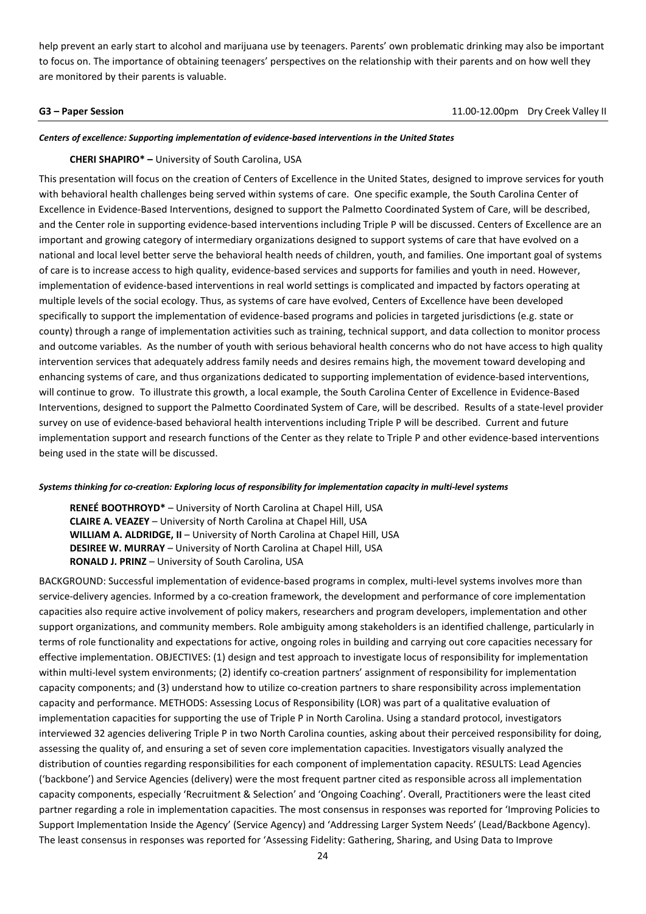help prevent an early start to alcohol and marijuana use by teenagers. Parents' own problematic drinking may also be important to focus on. The importance of obtaining teenagers' perspectives on the relationship with their parents and on how well they are monitored by their parents is valuable.

**G3 – Paper Session** 11.00-12.00pm Dry Creek Valley II

***Centers of excellence: Supporting implementation of evidence-based interventions in the United States***

**CHERI SHAPIRO\* –** University of South Carolina, USA

This presentation will focus on the creation of Centers of Excellence in the United States, designed to improve services for youth with behavioral health challenges being served within systems of care. One specific example, the South Carolina Center of Excellence in Evidence-Based Interventions, designed to support the Palmetto Coordinated System of Care, will be described, and the Center role in supporting evidence-based interventions including Triple P will be discussed. Centers of Excellence are an important and growing category of intermediary organizations designed to support systems of care that have evolved on a national and local level better serve the behavioral health needs of children, youth, and families. One important goal of systems of care is to increase access to high quality, evidence-based services and supports for families and youth in need. However, implementation of evidence-based interventions in real world settings is complicated and impacted by factors operating at multiple levels of the social ecology. Thus, as systems of care have evolved, Centers of Excellence have been developed specifically to support the implementation of evidence-based programs and policies in targeted jurisdictions (e.g. state or county) through a range of implementation activities such as training, technical support, and data collection to monitor process and outcome variables. As the number of youth with serious behavioral health concerns who do not have access to high quality intervention services that adequately address family needs and desires remains high, the movement toward developing and enhancing systems of care, and thus organizations dedicated to supporting implementation of evidence-based interventions, will continue to grow. To illustrate this growth, a local example, the South Carolina Center of Excellence in Evidence-Based Interventions, designed to support the Palmetto Coordinated System of Care, will be described. Results of a state-level provider survey on use of evidence-based behavioral health interventions including Triple P will be described. Current and future implementation support and research functions of the Center as they relate to Triple P and other evidence-based interventions being used in the state will be discussed.

***Systems thinking for co-creation: Exploring locus of responsibility for implementation capacity in multi-level systems***

**RENEÉ BOOTHROYD\*** – University of North Carolina at Chapel Hill, USA
**CLAIRE A. VEAZEY** – University of North Carolina at Chapel Hill, USA
**WILLIAM A. ALDRIDGE, II** – University of North Carolina at Chapel Hill, USA
**DESIREE W. MURRAY** – University of North Carolina at Chapel Hill, USA
**RONALD J. PRINZ** – University of South Carolina, USA

BACKGROUND: Successful implementation of evidence-based programs in complex, multi-level systems involves more than service-delivery agencies. Informed by a co-creation framework, the development and performance of core implementation capacities also require active involvement of policy makers, researchers and program developers, implementation and other support organizations, and community members. Role ambiguity among stakeholders is an identified challenge, particularly in terms of role functionality and expectations for active, ongoing roles in building and carrying out core capacities necessary for effective implementation. OBJECTIVES: (1) design and test approach to investigate locus of responsibility for implementation within multi-level system environments; (2) identify co-creation partners' assignment of responsibility for implementation capacity components; and (3) understand how to utilize co-creation partners to share responsibility across implementation capacity and performance. METHODS: Assessing Locus of Responsibility (LOR) was part of a qualitative evaluation of implementation capacities for supporting the use of Triple P in North Carolina. Using a standard protocol, investigators interviewed 32 agencies delivering Triple P in two North Carolina counties, asking about their perceived responsibility for doing, assessing the quality of, and ensuring a set of seven core implementation capacities. Investigators visually analyzed the distribution of counties regarding responsibilities for each component of implementation capacity. RESULTS: Lead Agencies ('backbone') and Service Agencies (delivery) were the most frequent partner cited as responsible across all implementation capacity components, especially 'Recruitment & Selection' and 'Ongoing Coaching'. Overall, Practitioners were the least cited partner regarding a role in implementation capacities. The most consensus in responses was reported for 'Improving Policies to Support Implementation Inside the Agency' (Service Agency) and 'Addressing Larger System Needs' (Lead/Backbone Agency). The least consensus in responses was reported for 'Assessing Fidelity: Gathering, Sharing, and Using Data to Improve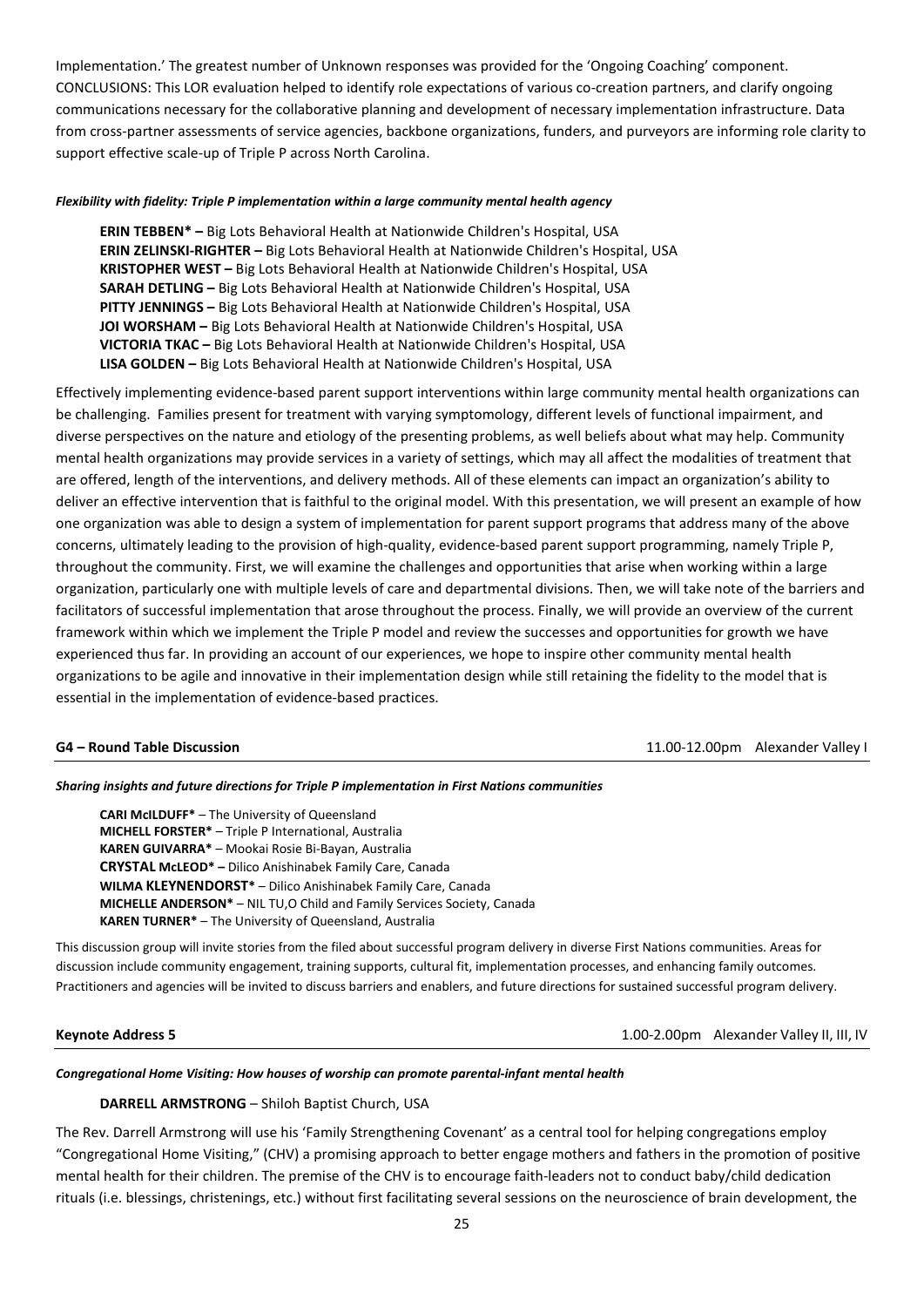Implementation.' The greatest number of Unknown responses was provided for the 'Ongoing Coaching' component. CONCLUSIONS: This LOR evaluation helped to identify role expectations of various co-creation partners, and clarify ongoing communications necessary for the collaborative planning and development of necessary implementation infrastructure. Data from cross-partner assessments of service agencies, backbone organizations, funders, and purveyors are informing role clarity to support effective scale-up of Triple P across North Carolina.

***Flexibility with fidelity: Triple P implementation within a large community mental health agency***

**ERIN TEBBEN* –** Big Lots Behavioral Health at Nationwide Children's Hospital, USA
**ERIN ZELINSKI-RIGHTER –** Big Lots Behavioral Health at Nationwide Children's Hospital, USA
**KRISTOPHER WEST –** Big Lots Behavioral Health at Nationwide Children's Hospital, USA
**SARAH DETLING –** Big Lots Behavioral Health at Nationwide Children's Hospital, USA
**PITTY JENNINGS –** Big Lots Behavioral Health at Nationwide Children's Hospital, USA
**JOI WORSHAM –** Big Lots Behavioral Health at Nationwide Children's Hospital, USA
**VICTORIA TKAC –** Big Lots Behavioral Health at Nationwide Children's Hospital, USA
**LISA GOLDEN –** Big Lots Behavioral Health at Nationwide Children's Hospital, USA

Effectively implementing evidence-based parent support interventions within large community mental health organizations can be challenging. Families present for treatment with varying symptomology, different levels of functional impairment, and diverse perspectives on the nature and etiology of the presenting problems, as well beliefs about what may help. Community mental health organizations may provide services in a variety of settings, which may all affect the modalities of treatment that are offered, length of the interventions, and delivery methods. All of these elements can impact an organization's ability to deliver an effective intervention that is faithful to the original model. With this presentation, we will present an example of how one organization was able to design a system of implementation for parent support programs that address many of the above concerns, ultimately leading to the provision of high-quality, evidence-based parent support programming, namely Triple P, throughout the community. First, we will examine the challenges and opportunities that arise when working within a large organization, particularly one with multiple levels of care and departmental divisions. Then, we will take note of the barriers and facilitators of successful implementation that arose throughout the process. Finally, we will provide an overview of the current framework within which we implement the Triple P model and review the successes and opportunities for growth we have experienced thus far. In providing an account of our experiences, we hope to inspire other community mental health organizations to be agile and innovative in their implementation design while still retaining the fidelity to the model that is essential in the implementation of evidence-based practices.

## G4 – Round Table Discussion — 11.00-12.00pm Alexander Valley I

***Sharing insights and future directions for Triple P implementation in First Nations communities***

**CARI McILDUFF*** – The University of Queensland
**MICHELL FORSTER*** – Triple P International, Australia
**KAREN GUIVARRA*** – Mookai Rosie Bi-Bayan, Australia
**CRYSTAL McLEOD* –** Dilico Anishinabek Family Care, Canada
**WILMA KLEYNENDORST*** – Dilico Anishinabek Family Care, Canada
**MICHELLE ANDERSON*** – NIL TU,O Child and Family Services Society, Canada
**KAREN TURNER*** – The University of Queensland, Australia

This discussion group will invite stories from the filed about successful program delivery in diverse First Nations communities. Areas for discussion include community engagement, training supports, cultural fit, implementation processes, and enhancing family outcomes. Practitioners and agencies will be invited to discuss barriers and enablers, and future directions for sustained successful program delivery.

## Keynote Address 5 — 1.00-2.00pm Alexander Valley II, III, IV

***Congregational Home Visiting: How houses of worship can promote parental-infant mental health***

**DARRELL ARMSTRONG** – Shiloh Baptist Church, USA

The Rev. Darrell Armstrong will use his 'Family Strengthening Covenant' as a central tool for helping congregations employ "Congregational Home Visiting," (CHV) a promising approach to better engage mothers and fathers in the promotion of positive mental health for their children. The premise of the CHV is to encourage faith-leaders not to conduct baby/child dedication rituals (i.e. blessings, christenings, etc.) without first facilitating several sessions on the neuroscience of brain development, the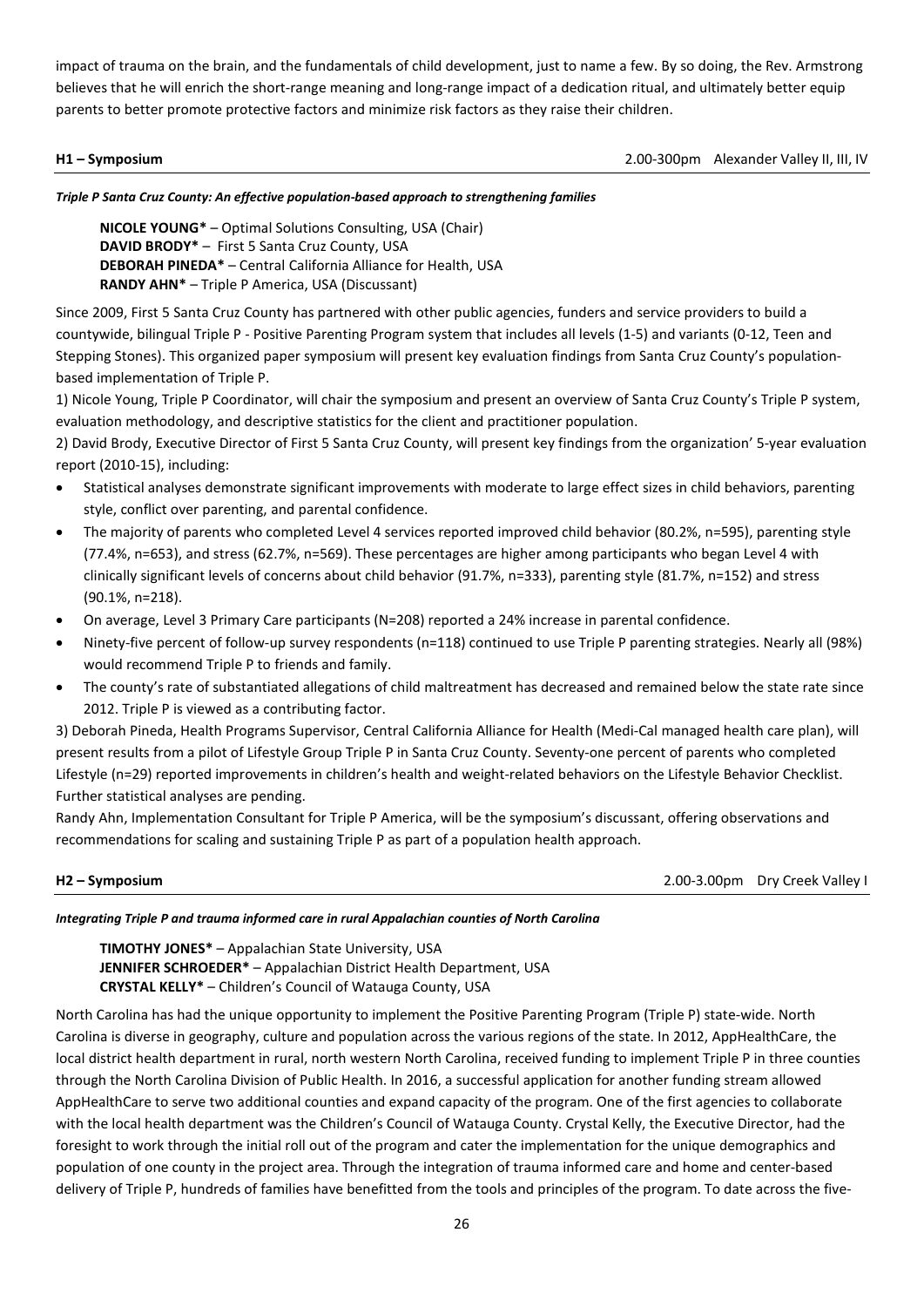impact of trauma on the brain, and the fundamentals of child development, just to name a few. By so doing, the Rev. Armstrong believes that he will enrich the short-range meaning and long-range impact of a dedication ritual, and ultimately better equip parents to better promote protective factors and minimize risk factors as they raise their children.

**H1 – Symposium** 2.00-300pm Alexander Valley II, III, IV

***Triple P Santa Cruz County: An effective population-based approach to strengthening families***

**NICOLE YOUNG*** – Optimal Solutions Consulting, USA (Chair)
**DAVID BRODY*** – First 5 Santa Cruz County, USA
**DEBORAH PINEDA*** – Central California Alliance for Health, USA
**RANDY AHN*** – Triple P America, USA (Discussant)

Since 2009, First 5 Santa Cruz County has partnered with other public agencies, funders and service providers to build a countywide, bilingual Triple P - Positive Parenting Program system that includes all levels (1-5) and variants (0-12, Teen and Stepping Stones). This organized paper symposium will present key evaluation findings from Santa Cruz County's population-based implementation of Triple P.

1) Nicole Young, Triple P Coordinator, will chair the symposium and present an overview of Santa Cruz County's Triple P system, evaluation methodology, and descriptive statistics for the client and practitioner population.

2) David Brody, Executive Director of First 5 Santa Cruz County, will present key findings from the organization' 5-year evaluation report (2010-15), including:

- Statistical analyses demonstrate significant improvements with moderate to large effect sizes in child behaviors, parenting style, conflict over parenting, and parental confidence.
- The majority of parents who completed Level 4 services reported improved child behavior (80.2%, n=595), parenting style (77.4%, n=653), and stress (62.7%, n=569). These percentages are higher among participants who began Level 4 with clinically significant levels of concerns about child behavior (91.7%, n=333), parenting style (81.7%, n=152) and stress (90.1%, n=218).
- On average, Level 3 Primary Care participants (N=208) reported a 24% increase in parental confidence.
- Ninety-five percent of follow-up survey respondents (n=118) continued to use Triple P parenting strategies. Nearly all (98%) would recommend Triple P to friends and family.
- The county's rate of substantiated allegations of child maltreatment has decreased and remained below the state rate since 2012. Triple P is viewed as a contributing factor.

3) Deborah Pineda, Health Programs Supervisor, Central California Alliance for Health (Medi-Cal managed health care plan), will present results from a pilot of Lifestyle Group Triple P in Santa Cruz County. Seventy-one percent of parents who completed Lifestyle (n=29) reported improvements in children's health and weight-related behaviors on the Lifestyle Behavior Checklist. Further statistical analyses are pending.

Randy Ahn, Implementation Consultant for Triple P America, will be the symposium's discussant, offering observations and recommendations for scaling and sustaining Triple P as part of a population health approach.

**H2 – Symposium** 2.00-3.00pm Dry Creek Valley I

***Integrating Triple P and trauma informed care in rural Appalachian counties of North Carolina***

**TIMOTHY JONES*** – Appalachian State University, USA
**JENNIFER SCHROEDER*** – Appalachian District Health Department, USA
**CRYSTAL KELLY*** – Children's Council of Watauga County, USA

North Carolina has had the unique opportunity to implement the Positive Parenting Program (Triple P) state-wide. North Carolina is diverse in geography, culture and population across the various regions of the state. In 2012, AppHealthCare, the local district health department in rural, north western North Carolina, received funding to implement Triple P in three counties through the North Carolina Division of Public Health. In 2016, a successful application for another funding stream allowed AppHealthCare to serve two additional counties and expand capacity of the program. One of the first agencies to collaborate with the local health department was the Children's Council of Watauga County. Crystal Kelly, the Executive Director, had the foresight to work through the initial roll out of the program and cater the implementation for the unique demographics and population of one county in the project area. Through the integration of trauma informed care and home and center-based delivery of Triple P, hundreds of families have benefitted from the tools and principles of the program. To date across the five-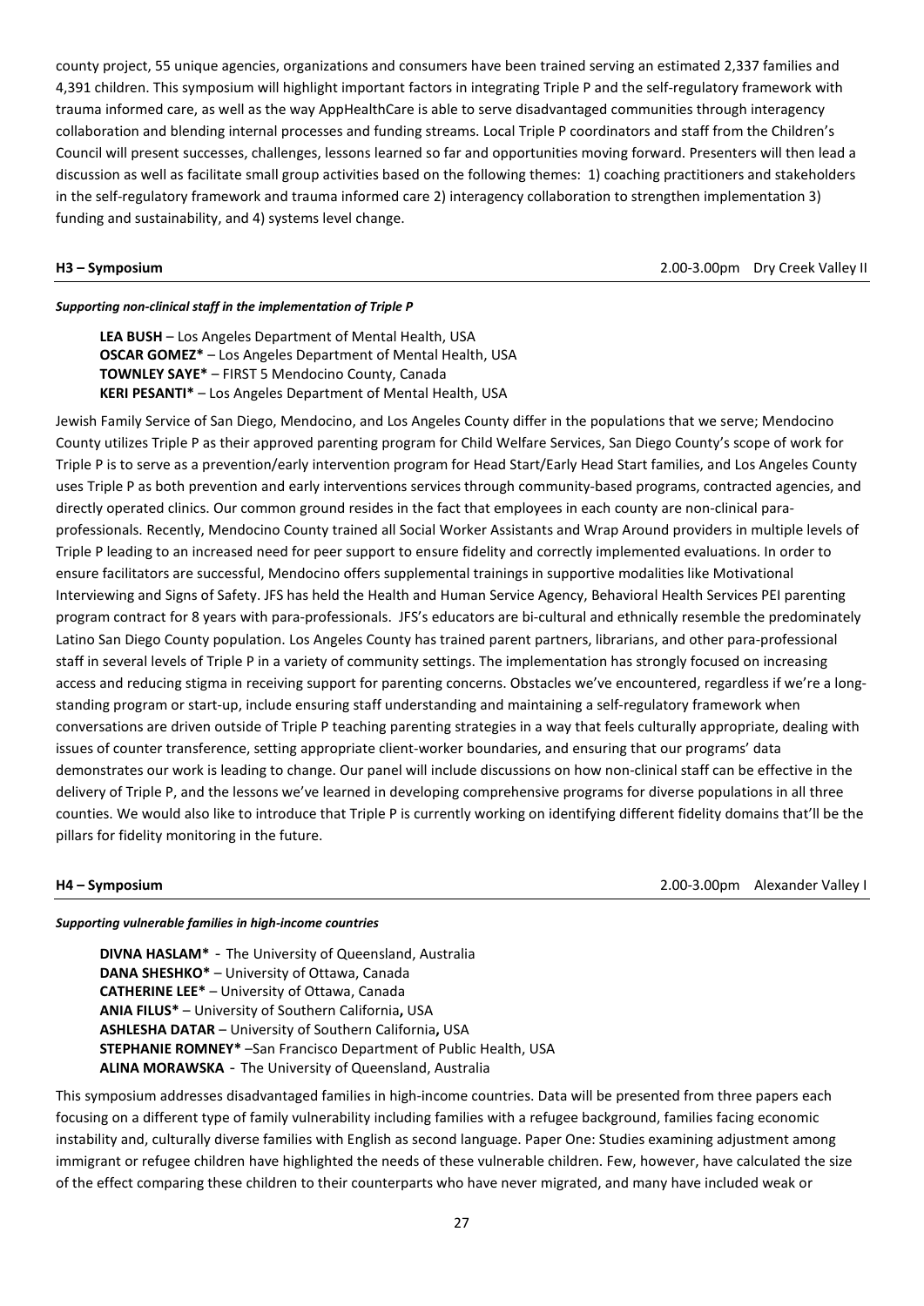county project, 55 unique agencies, organizations and consumers have been trained serving an estimated 2,337 families and 4,391 children. This symposium will highlight important factors in integrating Triple P and the self-regulatory framework with trauma informed care, as well as the way AppHealthCare is able to serve disadvantaged communities through interagency collaboration and blending internal processes and funding streams. Local Triple P coordinators and staff from the Children's Council will present successes, challenges, lessons learned so far and opportunities moving forward. Presenters will then lead a discussion as well as facilitate small group activities based on the following themes: 1) coaching practitioners and stakeholders in the self-regulatory framework and trauma informed care 2) interagency collaboration to strengthen implementation 3) funding and sustainability, and 4) systems level change.

**H3 – Symposium** 2.00-3.00pm Dry Creek Valley II

***Supporting non-clinical staff in the implementation of Triple P***

**LEA BUSH** – Los Angeles Department of Mental Health, USA
**OSCAR GOMEZ*** – Los Angeles Department of Mental Health, USA
**TOWNLEY SAYE*** – FIRST 5 Mendocino County, Canada
**KERI PESANTI*** – Los Angeles Department of Mental Health, USA

Jewish Family Service of San Diego, Mendocino, and Los Angeles County differ in the populations that we serve; Mendocino County utilizes Triple P as their approved parenting program for Child Welfare Services, San Diego County's scope of work for Triple P is to serve as a prevention/early intervention program for Head Start/Early Head Start families, and Los Angeles County uses Triple P as both prevention and early interventions services through community-based programs, contracted agencies, and directly operated clinics. Our common ground resides in the fact that employees in each county are non-clinical para-professionals. Recently, Mendocino County trained all Social Worker Assistants and Wrap Around providers in multiple levels of Triple P leading to an increased need for peer support to ensure fidelity and correctly implemented evaluations. In order to ensure facilitators are successful, Mendocino offers supplemental trainings in supportive modalities like Motivational Interviewing and Signs of Safety. JFS has held the Health and Human Service Agency, Behavioral Health Services PEI parenting program contract for 8 years with para-professionals. JFS's educators are bi-cultural and ethnically resemble the predominately Latino San Diego County population. Los Angeles County has trained parent partners, librarians, and other para-professional staff in several levels of Triple P in a variety of community settings. The implementation has strongly focused on increasing access and reducing stigma in receiving support for parenting concerns. Obstacles we've encountered, regardless if we're a long-standing program or start-up, include ensuring staff understanding and maintaining a self-regulatory framework when conversations are driven outside of Triple P teaching parenting strategies in a way that feels culturally appropriate, dealing with issues of counter transference, setting appropriate client-worker boundaries, and ensuring that our programs' data demonstrates our work is leading to change. Our panel will include discussions on how non-clinical staff can be effective in the delivery of Triple P, and the lessons we've learned in developing comprehensive programs for diverse populations in all three counties. We would also like to introduce that Triple P is currently working on identifying different fidelity domains that'll be the pillars for fidelity monitoring in the future.

**H4 – Symposium** 2.00-3.00pm Alexander Valley I

***Supporting vulnerable families in high-income countries***

**DIVNA HASLAM*** - The University of Queensland, Australia
**DANA SHESHKO*** – University of Ottawa, Canada
**CATHERINE LEE*** – University of Ottawa, Canada
**ANIA FILUS*** – University of Southern California**,** USA
**ASHLESHA DATAR** – University of Southern California**,** USA
**STEPHANIE ROMNEY*** –San Francisco Department of Public Health, USA
**ALINA MORAWSKA** - The University of Queensland, Australia

This symposium addresses disadvantaged families in high-income countries. Data will be presented from three papers each focusing on a different type of family vulnerability including families with a refugee background, families facing economic instability and, culturally diverse families with English as second language. Paper One: Studies examining adjustment among immigrant or refugee children have highlighted the needs of these vulnerable children. Few, however, have calculated the size of the effect comparing these children to their counterparts who have never migrated, and many have included weak or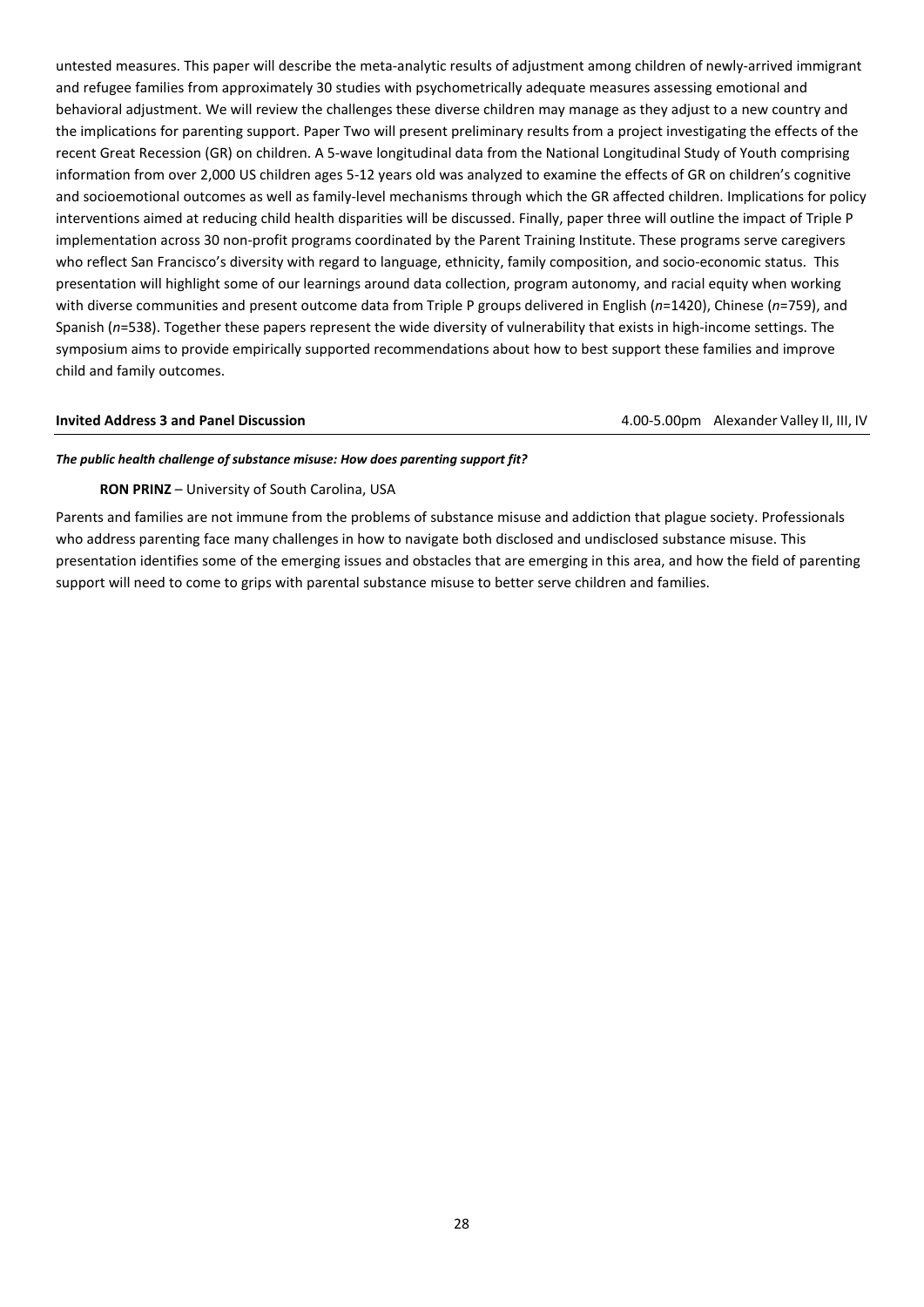untested measures. This paper will describe the meta-analytic results of adjustment among children of newly-arrived immigrant and refugee families from approximately 30 studies with psychometrically adequate measures assessing emotional and behavioral adjustment. We will review the challenges these diverse children may manage as they adjust to a new country and the implications for parenting support. Paper Two will present preliminary results from a project investigating the effects of the recent Great Recession (GR) on children. A 5-wave longitudinal data from the National Longitudinal Study of Youth comprising information from over 2,000 US children ages 5-12 years old was analyzed to examine the effects of GR on children's cognitive and socioemotional outcomes as well as family-level mechanisms through which the GR affected children. Implications for policy interventions aimed at reducing child health disparities will be discussed. Finally, paper three will outline the impact of Triple P implementation across 30 non-profit programs coordinated by the Parent Training Institute. These programs serve caregivers who reflect San Francisco's diversity with regard to language, ethnicity, family composition, and socio-economic status. This presentation will highlight some of our learnings around data collection, program autonomy, and racial equity when working with diverse communities and present outcome data from Triple P groups delivered in English ($n$=1420), Chinese ($n$=759), and Spanish ($n$=538). Together these papers represent the wide diversity of vulnerability that exists in high-income settings. The symposium aims to provide empirically supported recommendations about how to best support these families and improve child and family outcomes.

**Invited Address 3 and Panel Discussion** 4.00-5.00pm Alexander Valley II, III, IV

***The public health challenge of substance misuse: How does parenting support fit?***

**RON PRINZ** – University of South Carolina, USA

Parents and families are not immune from the problems of substance misuse and addiction that plague society. Professionals who address parenting face many challenges in how to navigate both disclosed and undisclosed substance misuse. This presentation identifies some of the emerging issues and obstacles that are emerging in this area, and how the field of parenting support will need to come to grips with parental substance misuse to better serve children and families.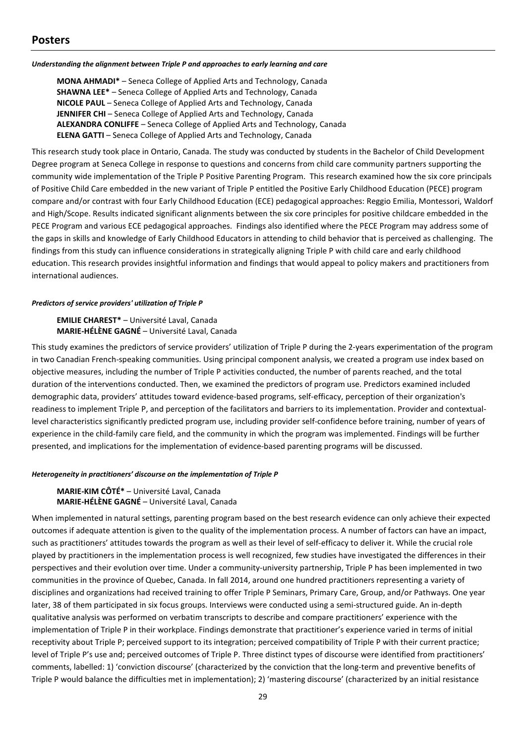## Posters

***Understanding the alignment between Triple P and approaches to early learning and care***

**MONA AHMADI*** – Seneca College of Applied Arts and Technology, Canada
**SHAWNA LEE*** – Seneca College of Applied Arts and Technology, Canada
**NICOLE PAUL** – Seneca College of Applied Arts and Technology, Canada
**JENNIFER CHI** – Seneca College of Applied Arts and Technology, Canada
**ALEXANDRA CONLIFFE** – Seneca College of Applied Arts and Technology, Canada
**ELENA GATTI** – Seneca College of Applied Arts and Technology, Canada

This research study took place in Ontario, Canada. The study was conducted by students in the Bachelor of Child Development Degree program at Seneca College in response to questions and concerns from child care community partners supporting the community wide implementation of the Triple P Positive Parenting Program. This research examined how the six core principals of Positive Child Care embedded in the new variant of Triple P entitled the Positive Early Childhood Education (PECE) program compare and/or contrast with four Early Childhood Education (ECE) pedagogical approaches: Reggio Emilia, Montessori, Waldorf and High/Scope. Results indicated significant alignments between the six core principles for positive childcare embedded in the PECE Program and various ECE pedagogical approaches. Findings also identified where the PECE Program may address some of the gaps in skills and knowledge of Early Childhood Educators in attending to child behavior that is perceived as challenging. The findings from this study can influence considerations in strategically aligning Triple P with child care and early childhood education. This research provides insightful information and findings that would appeal to policy makers and practitioners from international audiences.

***Predictors of service providers' utilization of Triple P***

**EMILIE CHAREST*** – Université Laval, Canada
**MARIE-HÉLÈNE GAGNÉ** – Université Laval, Canada

This study examines the predictors of service providers' utilization of Triple P during the 2-years experimentation of the program in two Canadian French-speaking communities. Using principal component analysis, we created a program use index based on objective measures, including the number of Triple P activities conducted, the number of parents reached, and the total duration of the interventions conducted. Then, we examined the predictors of program use. Predictors examined included demographic data, providers' attitudes toward evidence-based programs, self-efficacy, perception of their organization's readiness to implement Triple P, and perception of the facilitators and barriers to its implementation. Provider and contextual-level characteristics significantly predicted program use, including provider self-confidence before training, number of years of experience in the child-family care field, and the community in which the program was implemented. Findings will be further presented, and implications for the implementation of evidence-based parenting programs will be discussed.

***Heterogeneity in practitioners' discourse on the implementation of Triple P***

**MARIE-KIM CÔTÉ*** – Université Laval, Canada
**MARIE-HÉLÈNE GAGNÉ** – Université Laval, Canada

When implemented in natural settings, parenting program based on the best research evidence can only achieve their expected outcomes if adequate attention is given to the quality of the implementation process. A number of factors can have an impact, such as practitioners' attitudes towards the program as well as their level of self-efficacy to deliver it. While the crucial role played by practitioners in the implementation process is well recognized, few studies have investigated the differences in their perspectives and their evolution over time. Under a community-university partnership, Triple P has been implemented in two communities in the province of Quebec, Canada. In fall 2014, around one hundred practitioners representing a variety of disciplines and organizations had received training to offer Triple P Seminars, Primary Care, Group, and/or Pathways. One year later, 38 of them participated in six focus groups. Interviews were conducted using a semi-structured guide. An in-depth qualitative analysis was performed on verbatim transcripts to describe and compare practitioners' experience with the implementation of Triple P in their workplace. Findings demonstrate that practitioner's experience varied in terms of initial receptivity about Triple P; perceived support to its integration; perceived compatibility of Triple P with their current practice; level of Triple P's use and; perceived outcomes of Triple P. Three distinct types of discourse were identified from practitioners' comments, labelled: 1) 'conviction discourse' (characterized by the conviction that the long-term and preventive benefits of Triple P would balance the difficulties met in implementation); 2) 'mastering discourse' (characterized by an initial resistance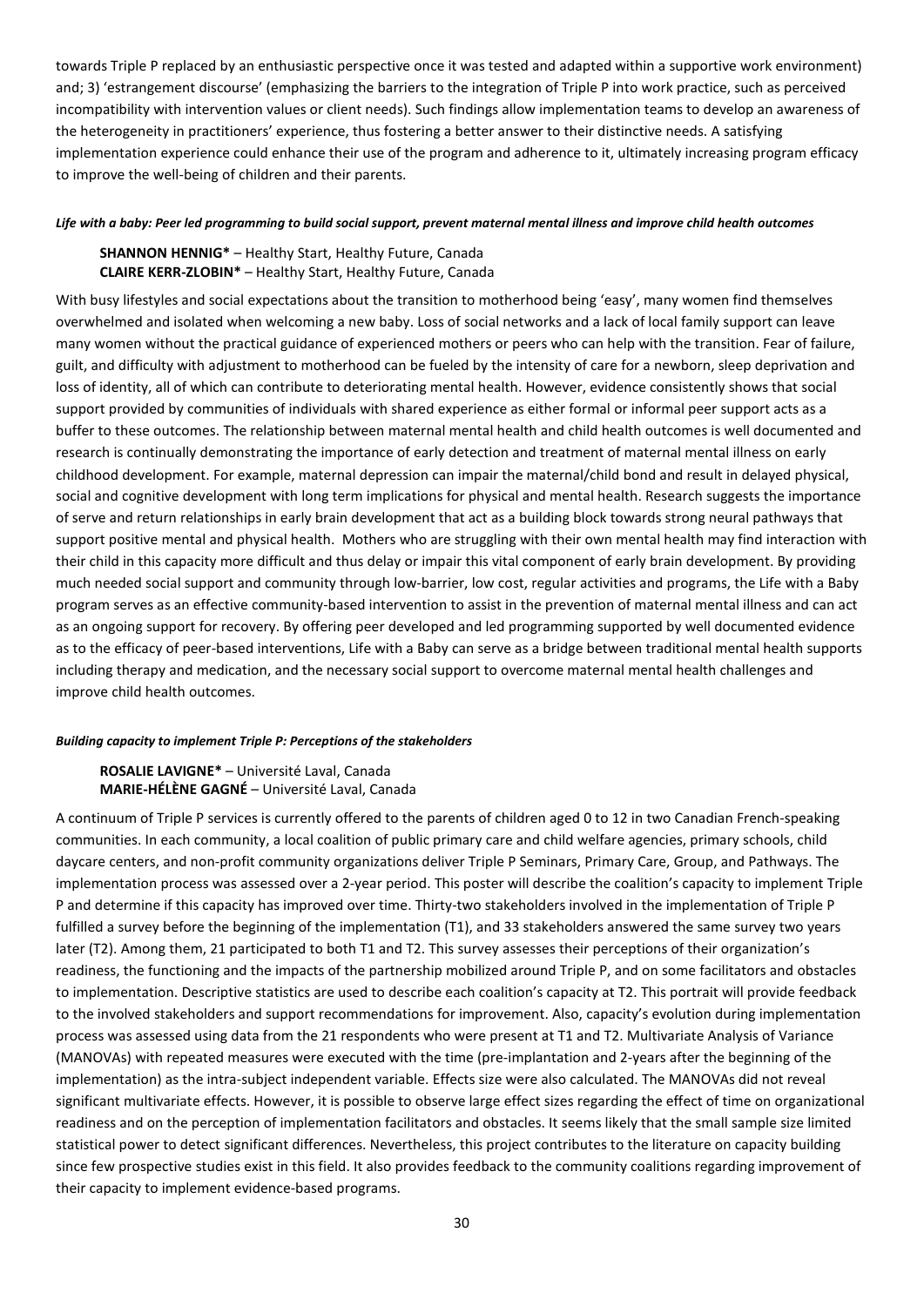towards Triple P replaced by an enthusiastic perspective once it was tested and adapted within a supportive work environment) and; 3) 'estrangement discourse' (emphasizing the barriers to the integration of Triple P into work practice, such as perceived incompatibility with intervention values or client needs). Such findings allow implementation teams to develop an awareness of the heterogeneity in practitioners' experience, thus fostering a better answer to their distinctive needs. A satisfying implementation experience could enhance their use of the program and adherence to it, ultimately increasing program efficacy to improve the well-being of children and their parents.

#### *Life with a baby: Peer led programming to build social support, prevent maternal mental illness and improve child health outcomes*

**SHANNON HENNIG*** – Healthy Start, Healthy Future, Canada
**CLAIRE KERR-ZLOBIN*** – Healthy Start, Healthy Future, Canada

With busy lifestyles and social expectations about the transition to motherhood being 'easy', many women find themselves overwhelmed and isolated when welcoming a new baby. Loss of social networks and a lack of local family support can leave many women without the practical guidance of experienced mothers or peers who can help with the transition. Fear of failure, guilt, and difficulty with adjustment to motherhood can be fueled by the intensity of care for a newborn, sleep deprivation and loss of identity, all of which can contribute to deteriorating mental health. However, evidence consistently shows that social support provided by communities of individuals with shared experience as either formal or informal peer support acts as a buffer to these outcomes. The relationship between maternal mental health and child health outcomes is well documented and research is continually demonstrating the importance of early detection and treatment of maternal mental illness on early childhood development. For example, maternal depression can impair the maternal/child bond and result in delayed physical, social and cognitive development with long term implications for physical and mental health. Research suggests the importance of serve and return relationships in early brain development that act as a building block towards strong neural pathways that support positive mental and physical health. Mothers who are struggling with their own mental health may find interaction with their child in this capacity more difficult and thus delay or impair this vital component of early brain development. By providing much needed social support and community through low-barrier, low cost, regular activities and programs, the Life with a Baby program serves as an effective community-based intervention to assist in the prevention of maternal mental illness and can act as an ongoing support for recovery. By offering peer developed and led programming supported by well documented evidence as to the efficacy of peer-based interventions, Life with a Baby can serve as a bridge between traditional mental health supports including therapy and medication, and the necessary social support to overcome maternal mental health challenges and improve child health outcomes.

#### *Building capacity to implement Triple P: Perceptions of the stakeholders*

**ROSALIE LAVIGNE*** – Université Laval, Canada
**MARIE-HÉLÈNE GAGNÉ** – Université Laval, Canada

A continuum of Triple P services is currently offered to the parents of children aged 0 to 12 in two Canadian French-speaking communities. In each community, a local coalition of public primary care and child welfare agencies, primary schools, child daycare centers, and non-profit community organizations deliver Triple P Seminars, Primary Care, Group, and Pathways. The implementation process was assessed over a 2-year period. This poster will describe the coalition's capacity to implement Triple P and determine if this capacity has improved over time. Thirty-two stakeholders involved in the implementation of Triple P fulfilled a survey before the beginning of the implementation (T1), and 33 stakeholders answered the same survey two years later (T2). Among them, 21 participated to both T1 and T2. This survey assesses their perceptions of their organization's readiness, the functioning and the impacts of the partnership mobilized around Triple P, and on some facilitators and obstacles to implementation. Descriptive statistics are used to describe each coalition's capacity at T2. This portrait will provide feedback to the involved stakeholders and support recommendations for improvement. Also, capacity's evolution during implementation process was assessed using data from the 21 respondents who were present at T1 and T2. Multivariate Analysis of Variance (MANOVAs) with repeated measures were executed with the time (pre-implantation and 2-years after the beginning of the implementation) as the intra-subject independent variable. Effects size were also calculated. The MANOVAs did not reveal significant multivariate effects. However, it is possible to observe large effect sizes regarding the effect of time on organizational readiness and on the perception of implementation facilitators and obstacles. It seems likely that the small sample size limited statistical power to detect significant differences. Nevertheless, this project contributes to the literature on capacity building since few prospective studies exist in this field. It also provides feedback to the community coalitions regarding improvement of their capacity to implement evidence-based programs.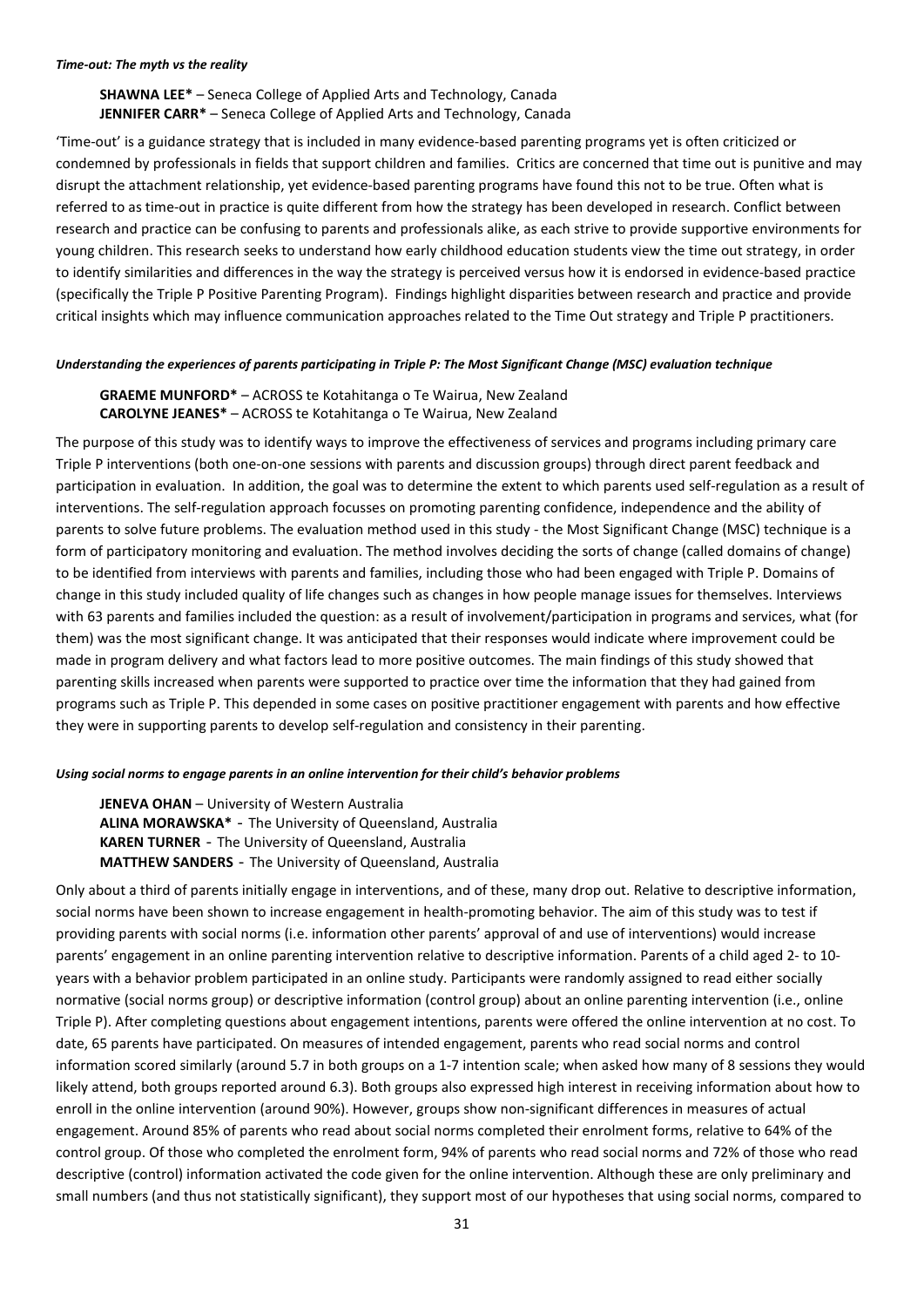***Time-out: The myth vs the reality***

**SHAWNA LEE*** – Seneca College of Applied Arts and Technology, Canada
**JENNIFER CARR*** – Seneca College of Applied Arts and Technology, Canada

'Time-out' is a guidance strategy that is included in many evidence-based parenting programs yet is often criticized or condemned by professionals in fields that support children and families. Critics are concerned that time out is punitive and may disrupt the attachment relationship, yet evidence-based parenting programs have found this not to be true. Often what is referred to as time-out in practice is quite different from how the strategy has been developed in research. Conflict between research and practice can be confusing to parents and professionals alike, as each strive to provide supportive environments for young children. This research seeks to understand how early childhood education students view the time out strategy, in order to identify similarities and differences in the way the strategy is perceived versus how it is endorsed in evidence-based practice (specifically the Triple P Positive Parenting Program). Findings highlight disparities between research and practice and provide critical insights which may influence communication approaches related to the Time Out strategy and Triple P practitioners.

***Understanding the experiences of parents participating in Triple P: The Most Significant Change (MSC) evaluation technique***

**GRAEME MUNFORD*** – ACROSS te Kotahitanga o Te Wairua, New Zealand
**CAROLYNE JEANES*** – ACROSS te Kotahitanga o Te Wairua, New Zealand

The purpose of this study was to identify ways to improve the effectiveness of services and programs including primary care Triple P interventions (both one-on-one sessions with parents and discussion groups) through direct parent feedback and participation in evaluation. In addition, the goal was to determine the extent to which parents used self-regulation as a result of interventions. The self-regulation approach focusses on promoting parenting confidence, independence and the ability of parents to solve future problems. The evaluation method used in this study - the Most Significant Change (MSC) technique is a form of participatory monitoring and evaluation. The method involves deciding the sorts of change (called domains of change) to be identified from interviews with parents and families, including those who had been engaged with Triple P. Domains of change in this study included quality of life changes such as changes in how people manage issues for themselves. Interviews with 63 parents and families included the question: as a result of involvement/participation in programs and services, what (for them) was the most significant change. It was anticipated that their responses would indicate where improvement could be made in program delivery and what factors lead to more positive outcomes. The main findings of this study showed that parenting skills increased when parents were supported to practice over time the information that they had gained from programs such as Triple P. This depended in some cases on positive practitioner engagement with parents and how effective they were in supporting parents to develop self-regulation and consistency in their parenting.

***Using social norms to engage parents in an online intervention for their child's behavior problems***

**JENEVA OHAN** – University of Western Australia
**ALINA MORAWSKA*** - The University of Queensland, Australia
**KAREN TURNER** - The University of Queensland, Australia
**MATTHEW SANDERS** - The University of Queensland, Australia

Only about a third of parents initially engage in interventions, and of these, many drop out. Relative to descriptive information, social norms have been shown to increase engagement in health-promoting behavior. The aim of this study was to test if providing parents with social norms (i.e. information other parents' approval of and use of interventions) would increase parents' engagement in an online parenting intervention relative to descriptive information. Parents of a child aged 2- to 10-years with a behavior problem participated in an online study. Participants were randomly assigned to read either socially normative (social norms group) or descriptive information (control group) about an online parenting intervention (i.e., online Triple P). After completing questions about engagement intentions, parents were offered the online intervention at no cost. To date, 65 parents have participated. On measures of intended engagement, parents who read social norms and control information scored similarly (around 5.7 in both groups on a 1-7 intention scale; when asked how many of 8 sessions they would likely attend, both groups reported around 6.3). Both groups also expressed high interest in receiving information about how to enroll in the online intervention (around 90%). However, groups show non-significant differences in measures of actual engagement. Around 85% of parents who read about social norms completed their enrolment forms, relative to 64% of the control group. Of those who completed the enrolment form, 94% of parents who read social norms and 72% of those who read descriptive (control) information activated the code given for the online intervention. Although these are only preliminary and small numbers (and thus not statistically significant), they support most of our hypotheses that using social norms, compared to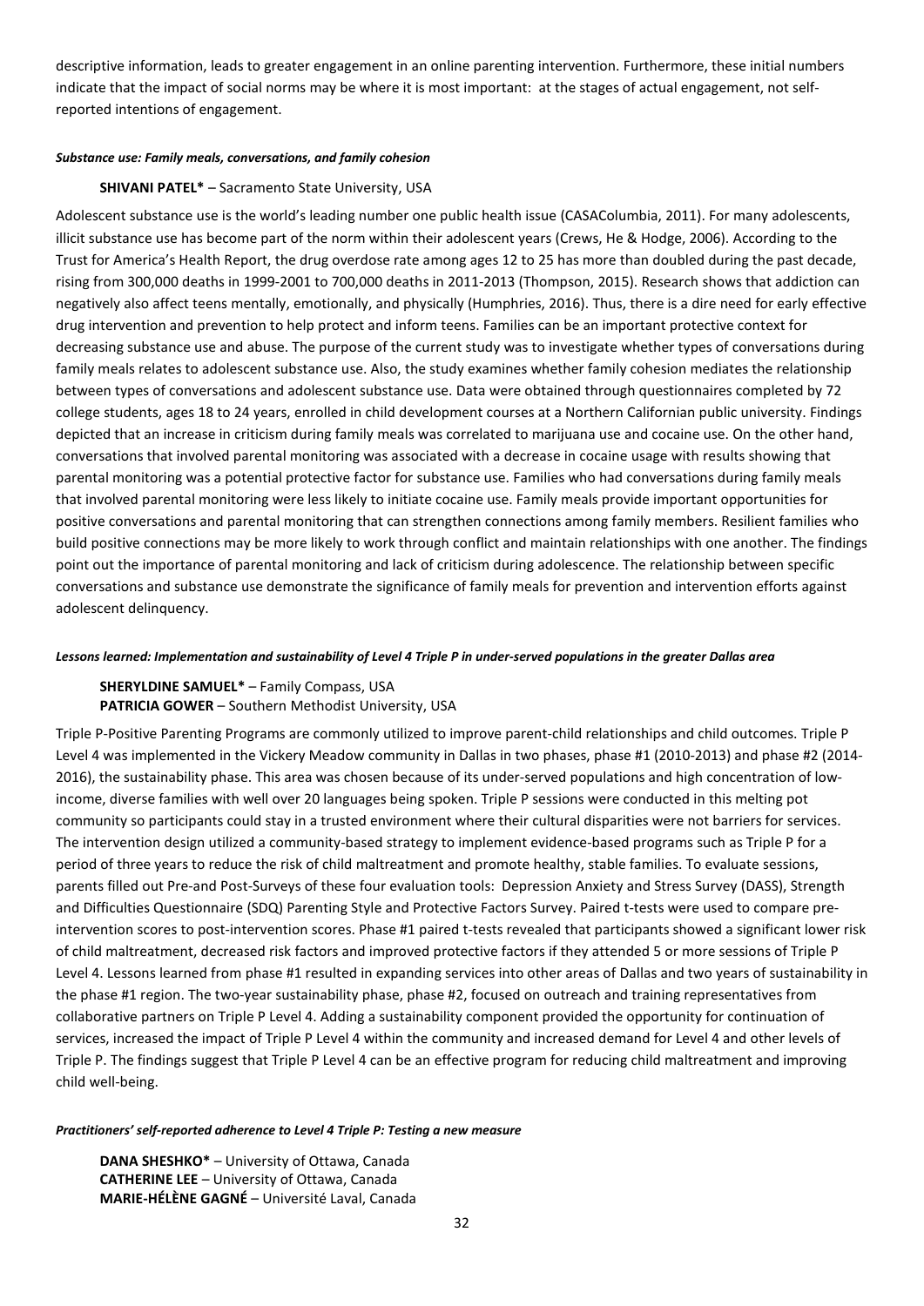descriptive information, leads to greater engagement in an online parenting intervention. Furthermore, these initial numbers indicate that the impact of social norms may be where it is most important: at the stages of actual engagement, not self-reported intentions of engagement.

#### *Substance use: Family meals, conversations, and family cohesion*

**SHIVANI PATEL*** – Sacramento State University, USA

Adolescent substance use is the world's leading number one public health issue (CASAColumbia, 2011). For many adolescents, illicit substance use has become part of the norm within their adolescent years (Crews, He & Hodge, 2006). According to the Trust for America's Health Report, the drug overdose rate among ages 12 to 25 has more than doubled during the past decade, rising from 300,000 deaths in 1999-2001 to 700,000 deaths in 2011-2013 (Thompson, 2015). Research shows that addiction can negatively also affect teens mentally, emotionally, and physically (Humphries, 2016). Thus, there is a dire need for early effective drug intervention and prevention to help protect and inform teens. Families can be an important protective context for decreasing substance use and abuse. The purpose of the current study was to investigate whether types of conversations during family meals relates to adolescent substance use. Also, the study examines whether family cohesion mediates the relationship between types of conversations and adolescent substance use. Data were obtained through questionnaires completed by 72 college students, ages 18 to 24 years, enrolled in child development courses at a Northern Californian public university. Findings depicted that an increase in criticism during family meals was correlated to marijuana use and cocaine use. On the other hand, conversations that involved parental monitoring was associated with a decrease in cocaine usage with results showing that parental monitoring was a potential protective factor for substance use. Families who had conversations during family meals that involved parental monitoring were less likely to initiate cocaine use. Family meals provide important opportunities for positive conversations and parental monitoring that can strengthen connections among family members. Resilient families who build positive connections may be more likely to work through conflict and maintain relationships with one another. The findings point out the importance of parental monitoring and lack of criticism during adolescence. The relationship between specific conversations and substance use demonstrate the significance of family meals for prevention and intervention efforts against adolescent delinquency.

#### *Lessons learned: Implementation and sustainability of Level 4 Triple P in under-served populations in the greater Dallas area*

**SHERYLDINE SAMUEL*** – Family Compass, USA
**PATRICIA GOWER** – Southern Methodist University, USA

Triple P-Positive Parenting Programs are commonly utilized to improve parent-child relationships and child outcomes. Triple P Level 4 was implemented in the Vickery Meadow community in Dallas in two phases, phase #1 (2010-2013) and phase #2 (2014-2016), the sustainability phase. This area was chosen because of its under-served populations and high concentration of low-income, diverse families with well over 20 languages being spoken. Triple P sessions were conducted in this melting pot community so participants could stay in a trusted environment where their cultural disparities were not barriers for services. The intervention design utilized a community-based strategy to implement evidence-based programs such as Triple P for a period of three years to reduce the risk of child maltreatment and promote healthy, stable families. To evaluate sessions, parents filled out Pre-and Post-Surveys of these four evaluation tools: Depression Anxiety and Stress Survey (DASS), Strength and Difficulties Questionnaire (SDQ) Parenting Style and Protective Factors Survey. Paired t-tests were used to compare pre-intervention scores to post-intervention scores. Phase #1 paired t-tests revealed that participants showed a significant lower risk of child maltreatment, decreased risk factors and improved protective factors if they attended 5 or more sessions of Triple P Level 4. Lessons learned from phase #1 resulted in expanding services into other areas of Dallas and two years of sustainability in the phase #1 region. The two-year sustainability phase, phase #2, focused on outreach and training representatives from collaborative partners on Triple P Level 4. Adding a sustainability component provided the opportunity for continuation of services, increased the impact of Triple P Level 4 within the community and increased demand for Level 4 and other levels of Triple P. The findings suggest that Triple P Level 4 can be an effective program for reducing child maltreatment and improving child well-being.

#### *Practitioners' self-reported adherence to Level 4 Triple P: Testing a new measure*

**DANA SHESHKO*** – University of Ottawa, Canada
**CATHERINE LEE** – University of Ottawa, Canada
**MARIE-HÉLÈNE GAGNÉ** – Université Laval, Canada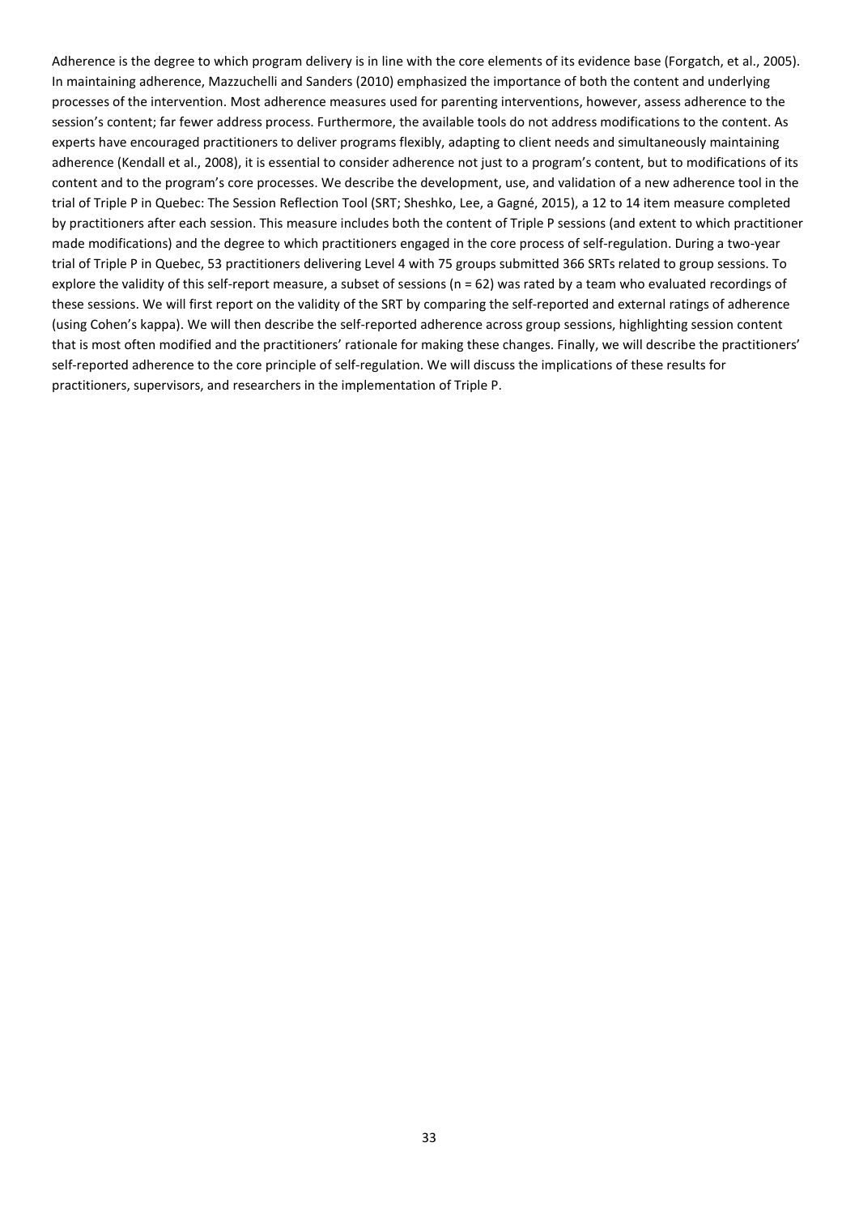Adherence is the degree to which program delivery is in line with the core elements of its evidence base (Forgatch, et al., 2005). In maintaining adherence, Mazzuchelli and Sanders (2010) emphasized the importance of both the content and underlying processes of the intervention. Most adherence measures used for parenting interventions, however, assess adherence to the session's content; far fewer address process. Furthermore, the available tools do not address modifications to the content. As experts have encouraged practitioners to deliver programs flexibly, adapting to client needs and simultaneously maintaining adherence (Kendall et al., 2008), it is essential to consider adherence not just to a program's content, but to modifications of its content and to the program's core processes. We describe the development, use, and validation of a new adherence tool in the trial of Triple P in Quebec: The Session Reflection Tool (SRT; Sheshko, Lee, a Gagné, 2015), a 12 to 14 item measure completed by practitioners after each session. This measure includes both the content of Triple P sessions (and extent to which practitioner made modifications) and the degree to which practitioners engaged in the core process of self-regulation. During a two-year trial of Triple P in Quebec, 53 practitioners delivering Level 4 with 75 groups submitted 366 SRTs related to group sessions. To explore the validity of this self-report measure, a subset of sessions (n = 62) was rated by a team who evaluated recordings of these sessions. We will first report on the validity of the SRT by comparing the self-reported and external ratings of adherence (using Cohen's kappa). We will then describe the self-reported adherence across group sessions, highlighting session content that is most often modified and the practitioners' rationale for making these changes. Finally, we will describe the practitioners' self-reported adherence to the core principle of self-regulation. We will discuss the implications of these results for practitioners, supervisors, and researchers in the implementation of Triple P.